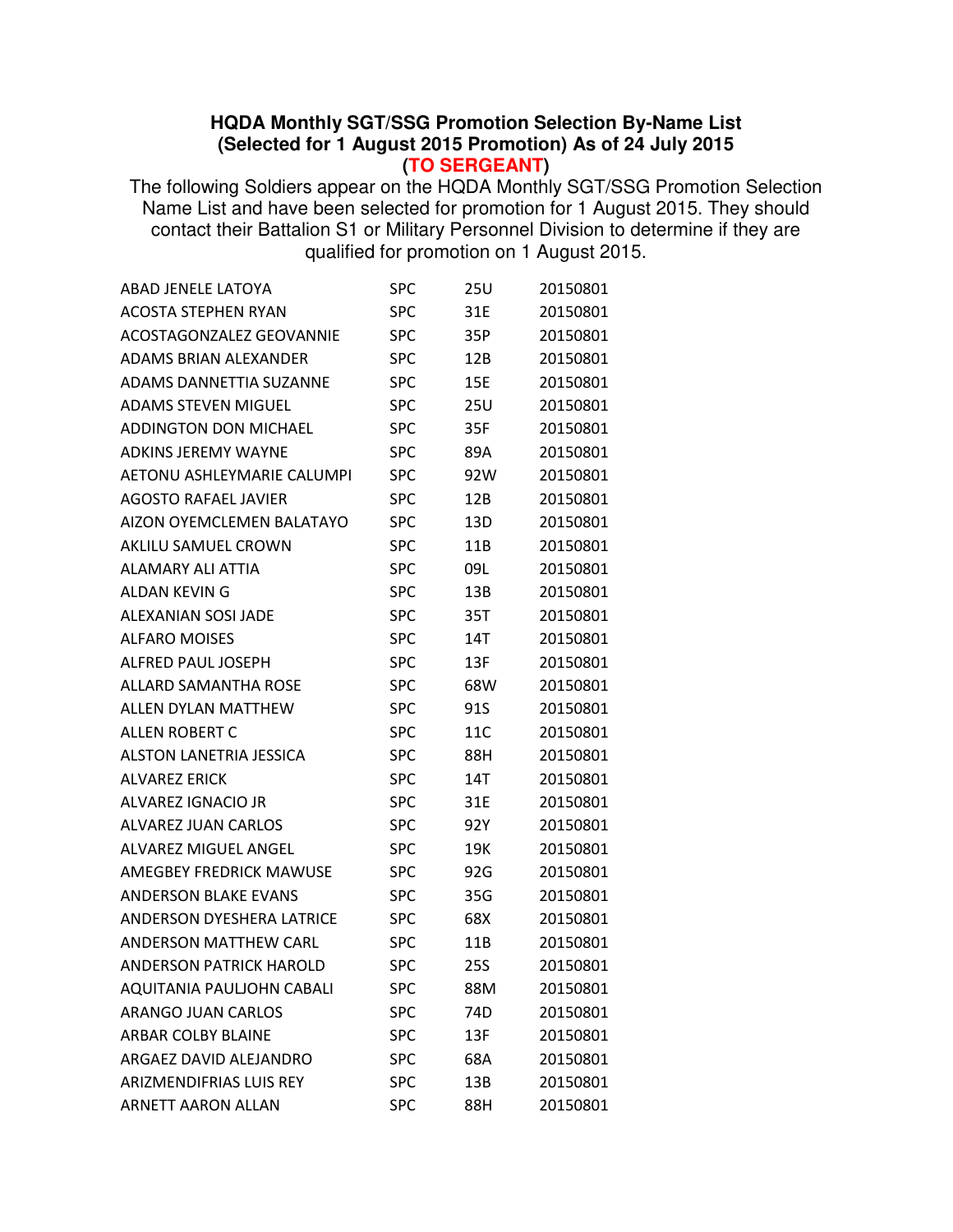**HQDA Monthly SGT/SSG Promotion Selection By-Name List**
**(Selected for 1 August 2015 Promotion) As of 24 July 2015**
**(TO SERGEANT)**

The following Soldiers appear on the HQDA Monthly SGT/SSG Promotion Selection Name List and have been selected for promotion for 1 August 2015. They should contact their Battalion S1 or Military Personnel Division to determine if they are qualified for promotion on 1 August 2015.

| | | | |
|---|---|---|---|
| ABAD JENELE LATOYA | SPC | 25U | 20150801 |
| ACOSTA STEPHEN RYAN | SPC | 31E | 20150801 |
| ACOSTAGONZALEZ GEOVANNIE | SPC | 35P | 20150801 |
| ADAMS BRIAN ALEXANDER | SPC | 12B | 20150801 |
| ADAMS DANNETTIA SUZANNE | SPC | 15E | 20150801 |
| ADAMS STEVEN MIGUEL | SPC | 25U | 20150801 |
| ADDINGTON DON MICHAEL | SPC | 35F | 20150801 |
| ADKINS JEREMY WAYNE | SPC | 89A | 20150801 |
| AETONU ASHLEYMARIE CALUMPI | SPC | 92W | 20150801 |
| AGOSTO RAFAEL JAVIER | SPC | 12B | 20150801 |
| AIZON OYEMCLEMEN BALATAYO | SPC | 13D | 20150801 |
| AKLILU SAMUEL CROWN | SPC | 11B | 20150801 |
| ALAMARY ALI ATTIA | SPC | 09L | 20150801 |
| ALDAN KEVIN G | SPC | 13B | 20150801 |
| ALEXANIAN SOSI JADE | SPC | 35T | 20150801 |
| ALFARO MOISES | SPC | 14T | 20150801 |
| ALFRED PAUL JOSEPH | SPC | 13F | 20150801 |
| ALLARD SAMANTHA ROSE | SPC | 68W | 20150801 |
| ALLEN DYLAN MATTHEW | SPC | 91S | 20150801 |
| ALLEN ROBERT C | SPC | 11C | 20150801 |
| ALSTON LANETRIA JESSICA | SPC | 88H | 20150801 |
| ALVAREZ ERICK | SPC | 14T | 20150801 |
| ALVAREZ IGNACIO JR | SPC | 31E | 20150801 |
| ALVAREZ JUAN CARLOS | SPC | 92Y | 20150801 |
| ALVAREZ MIGUEL ANGEL | SPC | 19K | 20150801 |
| AMEGBEY FREDRICK MAWUSE | SPC | 92G | 20150801 |
| ANDERSON BLAKE EVANS | SPC | 35G | 20150801 |
| ANDERSON DYESHERA LATRICE | SPC | 68X | 20150801 |
| ANDERSON MATTHEW CARL | SPC | 11B | 20150801 |
| ANDERSON PATRICK HAROLD | SPC | 25S | 20150801 |
| AQUITANIA PAULJOHN CABALI | SPC | 88M | 20150801 |
| ARANGO JUAN CARLOS | SPC | 74D | 20150801 |
| ARBAR COLBY BLAINE | SPC | 13F | 20150801 |
| ARGAEZ DAVID ALEJANDRO | SPC | 68A | 20150801 |
| ARIZMENDIFRIAS LUIS REY | SPC | 13B | 20150801 |
| ARNETT AARON ALLAN | SPC | 88H | 20150801 |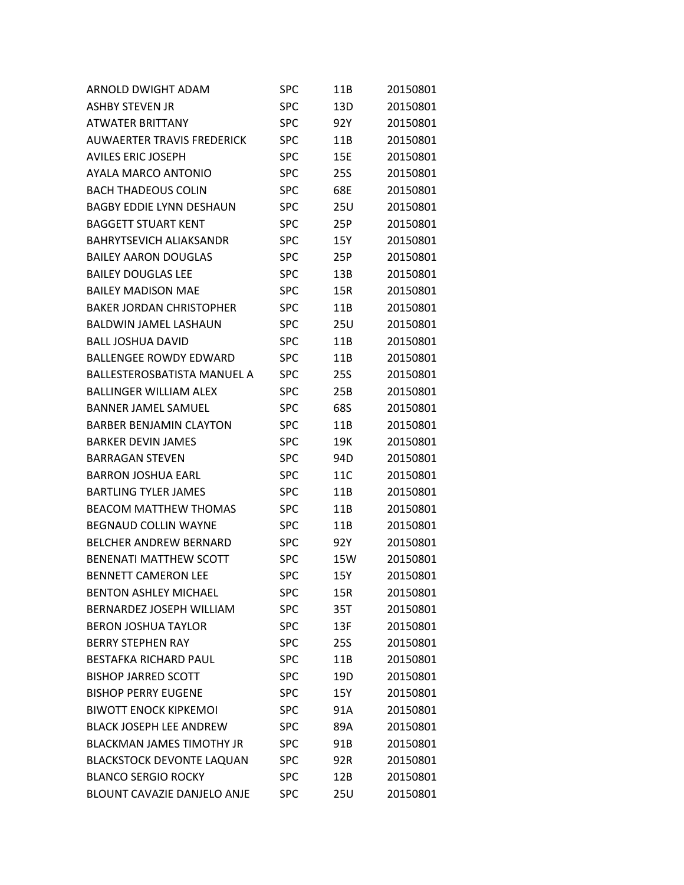| | | | |
|---|---|---|---|
| ARNOLD DWIGHT ADAM | SPC | 11B | 20150801 |
| ASHBY STEVEN JR | SPC | 13D | 20150801 |
| ATWATER BRITTANY | SPC | 92Y | 20150801 |
| AUWAERTER TRAVIS FREDERICK | SPC | 11B | 20150801 |
| AVILES ERIC JOSEPH | SPC | 15E | 20150801 |
| AYALA MARCO ANTONIO | SPC | 25S | 20150801 |
| BACH THADEOUS COLIN | SPC | 68E | 20150801 |
| BAGBY EDDIE LYNN DESHAUN | SPC | 25U | 20150801 |
| BAGGETT STUART KENT | SPC | 25P | 20150801 |
| BAHRYTSEVICH ALIAKSANDR | SPC | 15Y | 20150801 |
| BAILEY AARON DOUGLAS | SPC | 25P | 20150801 |
| BAILEY DOUGLAS LEE | SPC | 13B | 20150801 |
| BAILEY MADISON MAE | SPC | 15R | 20150801 |
| BAKER JORDAN CHRISTOPHER | SPC | 11B | 20150801 |
| BALDWIN JAMEL LASHAUN | SPC | 25U | 20150801 |
| BALL JOSHUA DAVID | SPC | 11B | 20150801 |
| BALLENGEE ROWDY EDWARD | SPC | 11B | 20150801 |
| BALLESTEROSBATISTA MANUEL A | SPC | 25S | 20150801 |
| BALLINGER WILLIAM ALEX | SPC | 25B | 20150801 |
| BANNER JAMEL SAMUEL | SPC | 68S | 20150801 |
| BARBER BENJAMIN CLAYTON | SPC | 11B | 20150801 |
| BARKER DEVIN JAMES | SPC | 19K | 20150801 |
| BARRAGAN STEVEN | SPC | 94D | 20150801 |
| BARRON JOSHUA EARL | SPC | 11C | 20150801 |
| BARTLING TYLER JAMES | SPC | 11B | 20150801 |
| BEACOM MATTHEW THOMAS | SPC | 11B | 20150801 |
| BEGNAUD COLLIN WAYNE | SPC | 11B | 20150801 |
| BELCHER ANDREW BERNARD | SPC | 92Y | 20150801 |
| BENENATI MATTHEW SCOTT | SPC | 15W | 20150801 |
| BENNETT CAMERON LEE | SPC | 15Y | 20150801 |
| BENTON ASHLEY MICHAEL | SPC | 15R | 20150801 |
| BERNARDEZ JOSEPH WILLIAM | SPC | 35T | 20150801 |
| BERON JOSHUA TAYLOR | SPC | 13F | 20150801 |
| BERRY STEPHEN RAY | SPC | 25S | 20150801 |
| BESTAFKA RICHARD PAUL | SPC | 11B | 20150801 |
| BISHOP JARRED SCOTT | SPC | 19D | 20150801 |
| BISHOP PERRY EUGENE | SPC | 15Y | 20150801 |
| BIWOTT ENOCK KIPKEMOI | SPC | 91A | 20150801 |
| BLACK JOSEPH LEE ANDREW | SPC | 89A | 20150801 |
| BLACKMAN JAMES TIMOTHY JR | SPC | 91B | 20150801 |
| BLACKSTOCK DEVONTE LAQUAN | SPC | 92R | 20150801 |
| BLANCO SERGIO ROCKY | SPC | 12B | 20150801 |
| BLOUNT CAVAZIE DANJELO ANJE | SPC | 25U | 20150801 |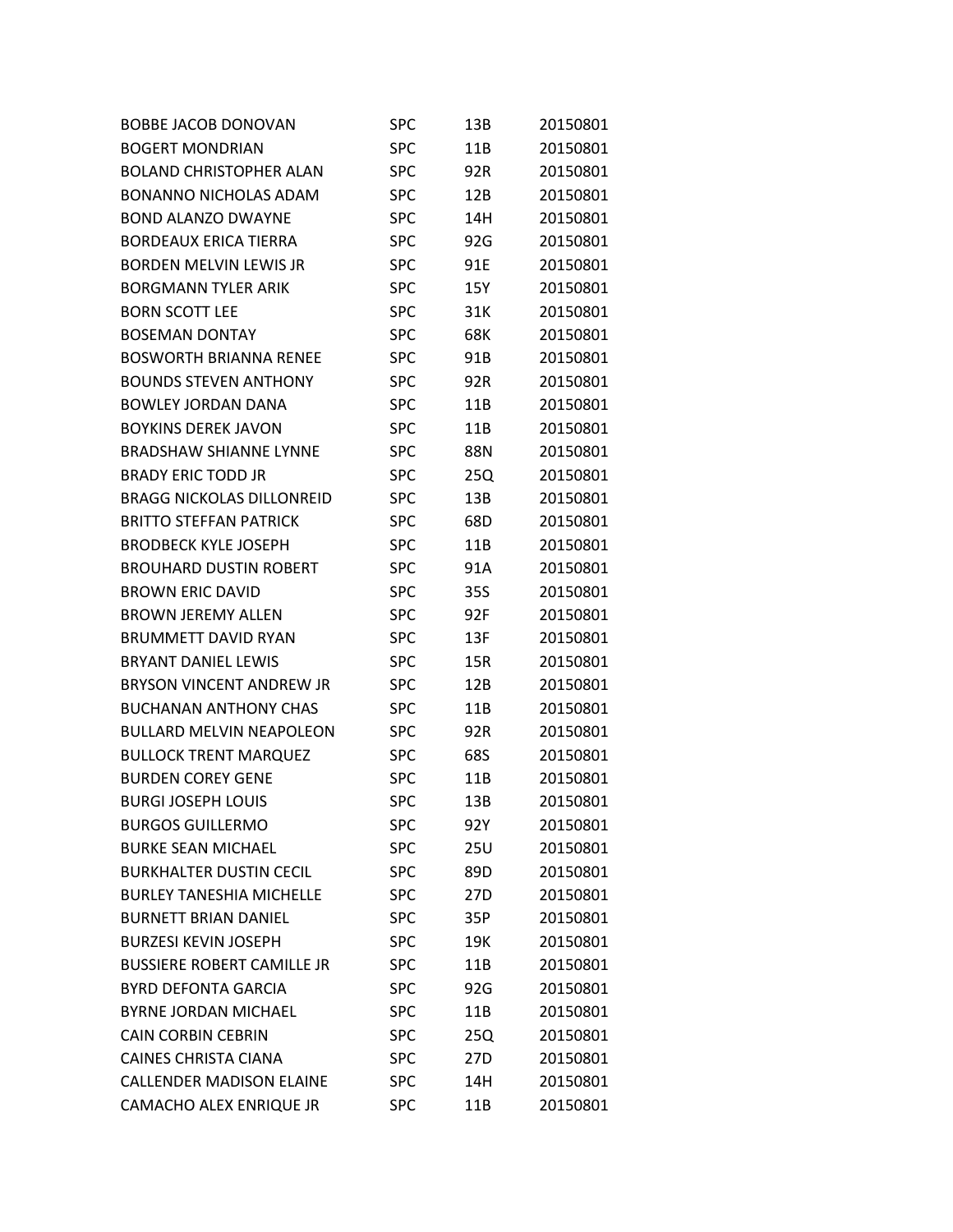| | | | |
|---|---|---|---|
| BOBBE JACOB DONOVAN | SPC | 13B | 20150801 |
| BOGERT MONDRIAN | SPC | 11B | 20150801 |
| BOLAND CHRISTOPHER ALAN | SPC | 92R | 20150801 |
| BONANNO NICHOLAS ADAM | SPC | 12B | 20150801 |
| BOND ALANZO DWAYNE | SPC | 14H | 20150801 |
| BORDEAUX ERICA TIERRA | SPC | 92G | 20150801 |
| BORDEN MELVIN LEWIS JR | SPC | 91E | 20150801 |
| BORGMANN TYLER ARIK | SPC | 15Y | 20150801 |
| BORN SCOTT LEE | SPC | 31K | 20150801 |
| BOSEMAN DONTAY | SPC | 68K | 20150801 |
| BOSWORTH BRIANNA RENEE | SPC | 91B | 20150801 |
| BOUNDS STEVEN ANTHONY | SPC | 92R | 20150801 |
| BOWLEY JORDAN DANA | SPC | 11B | 20150801 |
| BOYKINS DEREK JAVON | SPC | 11B | 20150801 |
| BRADSHAW SHIANNE LYNNE | SPC | 88N | 20150801 |
| BRADY ERIC TODD JR | SPC | 25Q | 20150801 |
| BRAGG NICKOLAS DILLONREID | SPC | 13B | 20150801 |
| BRITTO STEFFAN PATRICK | SPC | 68D | 20150801 |
| BRODBECK KYLE JOSEPH | SPC | 11B | 20150801 |
| BROUHARD DUSTIN ROBERT | SPC | 91A | 20150801 |
| BROWN ERIC DAVID | SPC | 35S | 20150801 |
| BROWN JEREMY ALLEN | SPC | 92F | 20150801 |
| BRUMMETT DAVID RYAN | SPC | 13F | 20150801 |
| BRYANT DANIEL LEWIS | SPC | 15R | 20150801 |
| BRYSON VINCENT ANDREW JR | SPC | 12B | 20150801 |
| BUCHANAN ANTHONY CHAS | SPC | 11B | 20150801 |
| BULLARD MELVIN NEAPOLEON | SPC | 92R | 20150801 |
| BULLOCK TRENT MARQUEZ | SPC | 68S | 20150801 |
| BURDEN COREY GENE | SPC | 11B | 20150801 |
| BURGI JOSEPH LOUIS | SPC | 13B | 20150801 |
| BURGOS GUILLERMO | SPC | 92Y | 20150801 |
| BURKE SEAN MICHAEL | SPC | 25U | 20150801 |
| BURKHALTER DUSTIN CECIL | SPC | 89D | 20150801 |
| BURLEY TANESHIA MICHELLE | SPC | 27D | 20150801 |
| BURNETT BRIAN DANIEL | SPC | 35P | 20150801 |
| BURZESI KEVIN JOSEPH | SPC | 19K | 20150801 |
| BUSSIERE ROBERT CAMILLE JR | SPC | 11B | 20150801 |
| BYRD DEFONTA GARCIA | SPC | 92G | 20150801 |
| BYRNE JORDAN MICHAEL | SPC | 11B | 20150801 |
| CAIN CORBIN CEBRIN | SPC | 25Q | 20150801 |
| CAINES CHRISTA CIANA | SPC | 27D | 20150801 |
| CALLENDER MADISON ELAINE | SPC | 14H | 20150801 |
| CAMACHO ALEX ENRIQUE JR | SPC | 11B | 20150801 |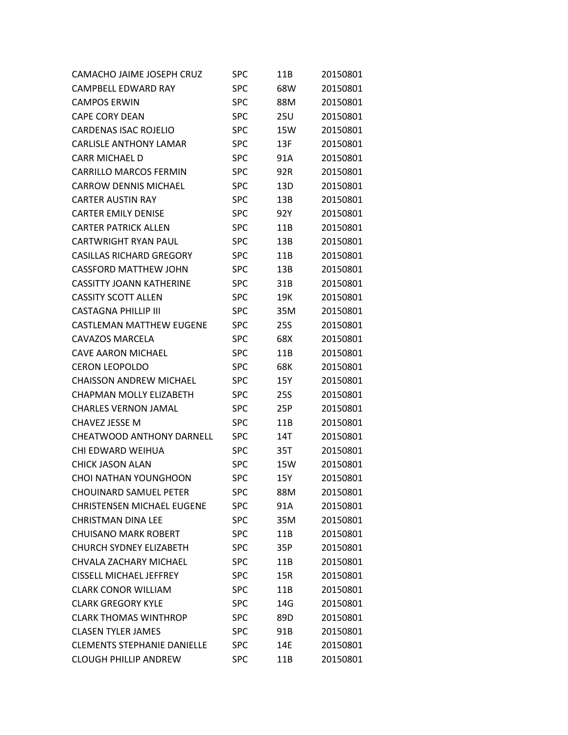| | | | |
|---|---|---|---|
| CAMACHO JAIME JOSEPH CRUZ | SPC | 11B | 20150801 |
| CAMPBELL EDWARD RAY | SPC | 68W | 20150801 |
| CAMPOS ERWIN | SPC | 88M | 20150801 |
| CAPE CORY DEAN | SPC | 25U | 20150801 |
| CARDENAS ISAC ROJELIO | SPC | 15W | 20150801 |
| CARLISLE ANTHONY LAMAR | SPC | 13F | 20150801 |
| CARR MICHAEL D | SPC | 91A | 20150801 |
| CARRILLO MARCOS FERMIN | SPC | 92R | 20150801 |
| CARROW DENNIS MICHAEL | SPC | 13D | 20150801 |
| CARTER AUSTIN RAY | SPC | 13B | 20150801 |
| CARTER EMILY DENISE | SPC | 92Y | 20150801 |
| CARTER PATRICK ALLEN | SPC | 11B | 20150801 |
| CARTWRIGHT RYAN PAUL | SPC | 13B | 20150801 |
| CASILLAS RICHARD GREGORY | SPC | 11B | 20150801 |
| CASSFORD MATTHEW JOHN | SPC | 13B | 20150801 |
| CASSITTY JOANN KATHERINE | SPC | 31B | 20150801 |
| CASSITY SCOTT ALLEN | SPC | 19K | 20150801 |
| CASTAGNA PHILLIP III | SPC | 35M | 20150801 |
| CASTLEMAN MATTHEW EUGENE | SPC | 25S | 20150801 |
| CAVAZOS MARCELA | SPC | 68X | 20150801 |
| CAVE AARON MICHAEL | SPC | 11B | 20150801 |
| CERON LEOPOLDO | SPC | 68K | 20150801 |
| CHAISSON ANDREW MICHAEL | SPC | 15Y | 20150801 |
| CHAPMAN MOLLY ELIZABETH | SPC | 25S | 20150801 |
| CHARLES VERNON JAMAL | SPC | 25P | 20150801 |
| CHAVEZ JESSE M | SPC | 11B | 20150801 |
| CHEATWOOD ANTHONY DARNELL | SPC | 14T | 20150801 |
| CHI EDWARD WEIHUA | SPC | 35T | 20150801 |
| CHICK JASON ALAN | SPC | 15W | 20150801 |
| CHOI NATHAN YOUNGHOON | SPC | 15Y | 20150801 |
| CHOUINARD SAMUEL PETER | SPC | 88M | 20150801 |
| CHRISTENSEN MICHAEL EUGENE | SPC | 91A | 20150801 |
| CHRISTMAN DINA LEE | SPC | 35M | 20150801 |
| CHUISANO MARK ROBERT | SPC | 11B | 20150801 |
| CHURCH SYDNEY ELIZABETH | SPC | 35P | 20150801 |
| CHVALA ZACHARY MICHAEL | SPC | 11B | 20150801 |
| CISSELL MICHAEL JEFFREY | SPC | 15R | 20150801 |
| CLARK CONOR WILLIAM | SPC | 11B | 20150801 |
| CLARK GREGORY KYLE | SPC | 14G | 20150801 |
| CLARK THOMAS WINTHROP | SPC | 89D | 20150801 |
| CLASEN TYLER JAMES | SPC | 91B | 20150801 |
| CLEMENTS STEPHANIE DANIELLE | SPC | 14E | 20150801 |
| CLOUGH PHILLIP ANDREW | SPC | 11B | 20150801 |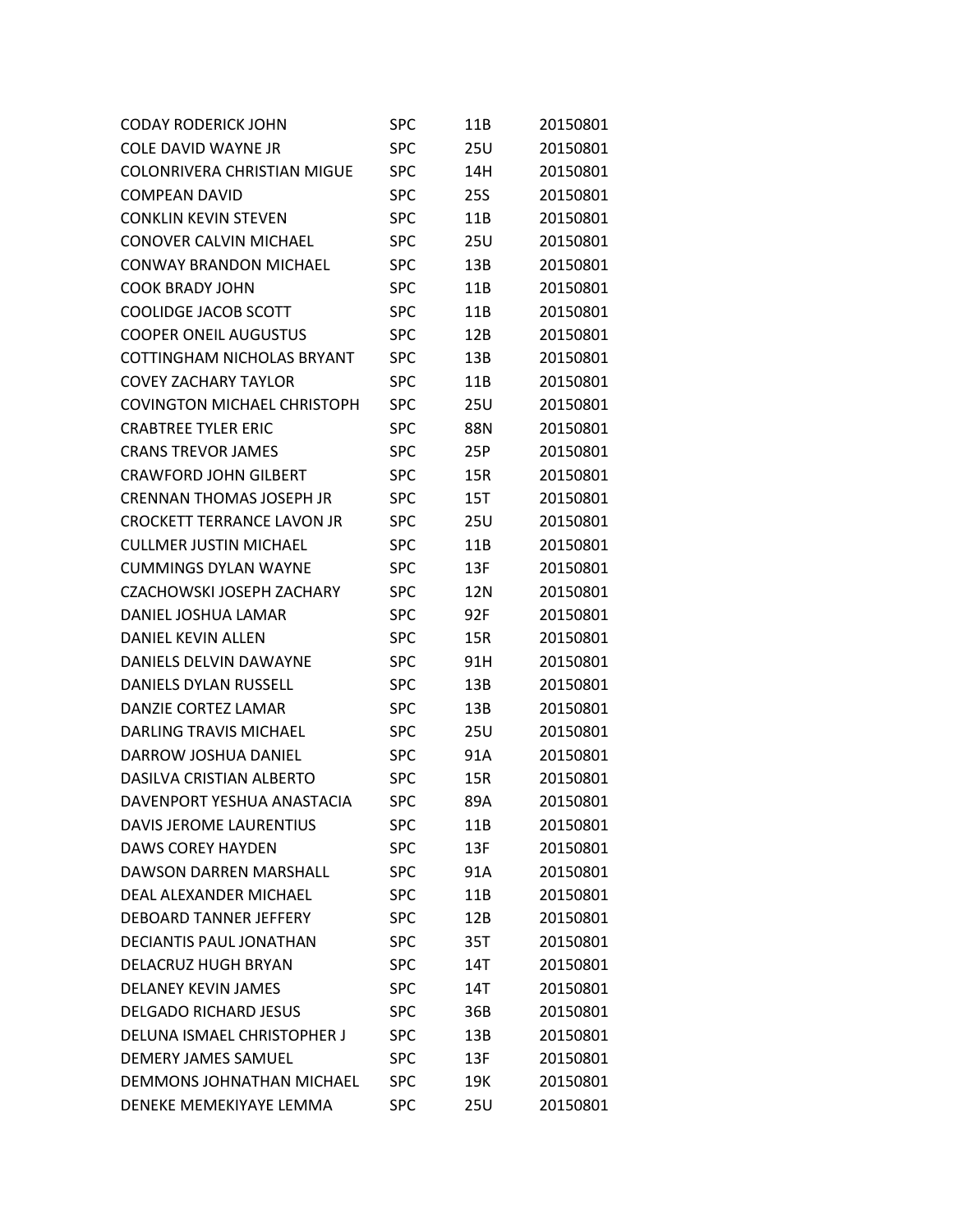| CODAY RODERICK JOHN | SPC | 11B | 20150801 |
|---|---|---|---|
| COLE DAVID WAYNE JR | SPC | 25U | 20150801 |
| COLONRIVERA CHRISTIAN MIGUE | SPC | 14H | 20150801 |
| COMPEAN DAVID | SPC | 25S | 20150801 |
| CONKLIN KEVIN STEVEN | SPC | 11B | 20150801 |
| CONOVER CALVIN MICHAEL | SPC | 25U | 20150801 |
| CONWAY BRANDON MICHAEL | SPC | 13B | 20150801 |
| COOK BRADY JOHN | SPC | 11B | 20150801 |
| COOLIDGE JACOB SCOTT | SPC | 11B | 20150801 |
| COOPER ONEIL AUGUSTUS | SPC | 12B | 20150801 |
| COTTINGHAM NICHOLAS BRYANT | SPC | 13B | 20150801 |
| COVEY ZACHARY TAYLOR | SPC | 11B | 20150801 |
| COVINGTON MICHAEL CHRISTOPH | SPC | 25U | 20150801 |
| CRABTREE TYLER ERIC | SPC | 88N | 20150801 |
| CRANS TREVOR JAMES | SPC | 25P | 20150801 |
| CRAWFORD JOHN GILBERT | SPC | 15R | 20150801 |
| CRENNAN THOMAS JOSEPH JR | SPC | 15T | 20150801 |
| CROCKETT TERRANCE LAVON JR | SPC | 25U | 20150801 |
| CULLMER JUSTIN MICHAEL | SPC | 11B | 20150801 |
| CUMMINGS DYLAN WAYNE | SPC | 13F | 20150801 |
| CZACHOWSKI JOSEPH ZACHARY | SPC | 12N | 20150801 |
| DANIEL JOSHUA LAMAR | SPC | 92F | 20150801 |
| DANIEL KEVIN ALLEN | SPC | 15R | 20150801 |
| DANIELS DELVIN DAWAYNE | SPC | 91H | 20150801 |
| DANIELS DYLAN RUSSELL | SPC | 13B | 20150801 |
| DANZIE CORTEZ LAMAR | SPC | 13B | 20150801 |
| DARLING TRAVIS MICHAEL | SPC | 25U | 20150801 |
| DARROW JOSHUA DANIEL | SPC | 91A | 20150801 |
| DASILVA CRISTIAN ALBERTO | SPC | 15R | 20150801 |
| DAVENPORT YESHUA ANASTACIA | SPC | 89A | 20150801 |
| DAVIS JEROME LAURENTIUS | SPC | 11B | 20150801 |
| DAWS COREY HAYDEN | SPC | 13F | 20150801 |
| DAWSON DARREN MARSHALL | SPC | 91A | 20150801 |
| DEAL ALEXANDER MICHAEL | SPC | 11B | 20150801 |
| DEBOARD TANNER JEFFERY | SPC | 12B | 20150801 |
| DECIANTIS PAUL JONATHAN | SPC | 35T | 20150801 |
| DELACRUZ HUGH BRYAN | SPC | 14T | 20150801 |
| DELANEY KEVIN JAMES | SPC | 14T | 20150801 |
| DELGADO RICHARD JESUS | SPC | 36B | 20150801 |
| DELUNA ISMAEL CHRISTOPHER J | SPC | 13B | 20150801 |
| DEMERY JAMES SAMUEL | SPC | 13F | 20150801 |
| DEMMONS JOHNATHAN MICHAEL | SPC | 19K | 20150801 |
| DENEKE MEMEKIYAYE LEMMA | SPC | 25U | 20150801 |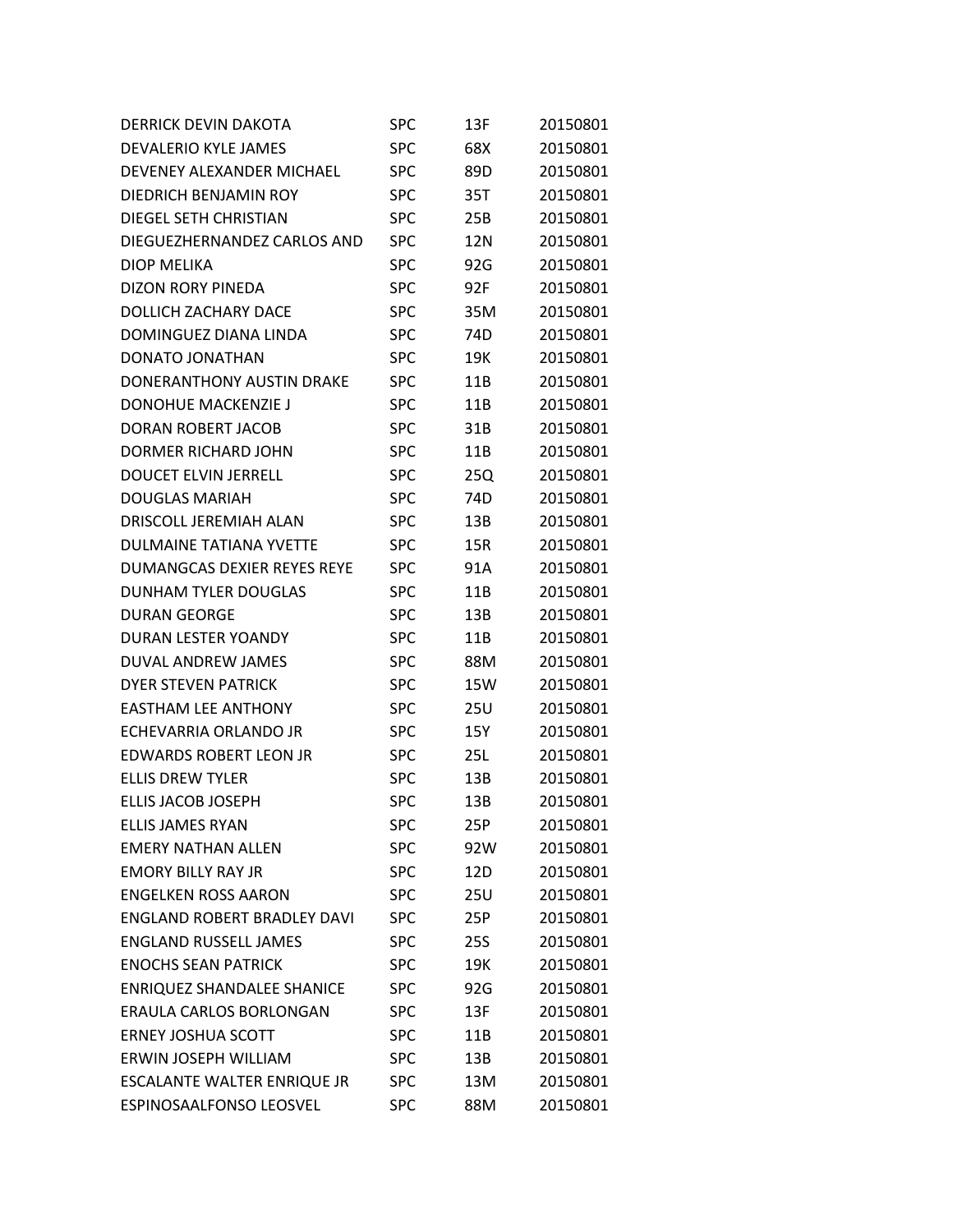| | | | |
|---|---|---|---|
| DERRICK DEVIN DAKOTA | SPC | 13F | 20150801 |
| DEVALERIO KYLE JAMES | SPC | 68X | 20150801 |
| DEVENEY ALEXANDER MICHAEL | SPC | 89D | 20150801 |
| DIEDRICH BENJAMIN ROY | SPC | 35T | 20150801 |
| DIEGEL SETH CHRISTIAN | SPC | 25B | 20150801 |
| DIEGUEZHERNANDEZ CARLOS AND | SPC | 12N | 20150801 |
| DIOP MELIKA | SPC | 92G | 20150801 |
| DIZON RORY PINEDA | SPC | 92F | 20150801 |
| DOLLICH ZACHARY DACE | SPC | 35M | 20150801 |
| DOMINGUEZ DIANA LINDA | SPC | 74D | 20150801 |
| DONATO JONATHAN | SPC | 19K | 20150801 |
| DONERANTHONY AUSTIN DRAKE | SPC | 11B | 20150801 |
| DONOHUE MACKENZIE J | SPC | 11B | 20150801 |
| DORAN ROBERT JACOB | SPC | 31B | 20150801 |
| DORMER RICHARD JOHN | SPC | 11B | 20150801 |
| DOUCET ELVIN JERRELL | SPC | 25Q | 20150801 |
| DOUGLAS MARIAH | SPC | 74D | 20150801 |
| DRISCOLL JEREMIAH ALAN | SPC | 13B | 20150801 |
| DULMAINE TATIANA YVETTE | SPC | 15R | 20150801 |
| DUMANGCAS DEXIER REYES REYE | SPC | 91A | 20150801 |
| DUNHAM TYLER DOUGLAS | SPC | 11B | 20150801 |
| DURAN GEORGE | SPC | 13B | 20150801 |
| DURAN LESTER YOANDY | SPC | 11B | 20150801 |
| DUVAL ANDREW JAMES | SPC | 88M | 20150801 |
| DYER STEVEN PATRICK | SPC | 15W | 20150801 |
| EASTHAM LEE ANTHONY | SPC | 25U | 20150801 |
| ECHEVARRIA ORLANDO JR | SPC | 15Y | 20150801 |
| EDWARDS ROBERT LEON JR | SPC | 25L | 20150801 |
| ELLIS DREW TYLER | SPC | 13B | 20150801 |
| ELLIS JACOB JOSEPH | SPC | 13B | 20150801 |
| ELLIS JAMES RYAN | SPC | 25P | 20150801 |
| EMERY NATHAN ALLEN | SPC | 92W | 20150801 |
| EMORY BILLY RAY JR | SPC | 12D | 20150801 |
| ENGELKEN ROSS AARON | SPC | 25U | 20150801 |
| ENGLAND ROBERT BRADLEY DAVI | SPC | 25P | 20150801 |
| ENGLAND RUSSELL JAMES | SPC | 25S | 20150801 |
| ENOCHS SEAN PATRICK | SPC | 19K | 20150801 |
| ENRIQUEZ SHANDALEE SHANICE | SPC | 92G | 20150801 |
| ERAULA CARLOS BORLONGAN | SPC | 13F | 20150801 |
| ERNEY JOSHUA SCOTT | SPC | 11B | 20150801 |
| ERWIN JOSEPH WILLIAM | SPC | 13B | 20150801 |
| ESCALANTE WALTER ENRIQUE JR | SPC | 13M | 20150801 |
| ESPINOSAALFONSO LEOSVEL | SPC | 88M | 20150801 |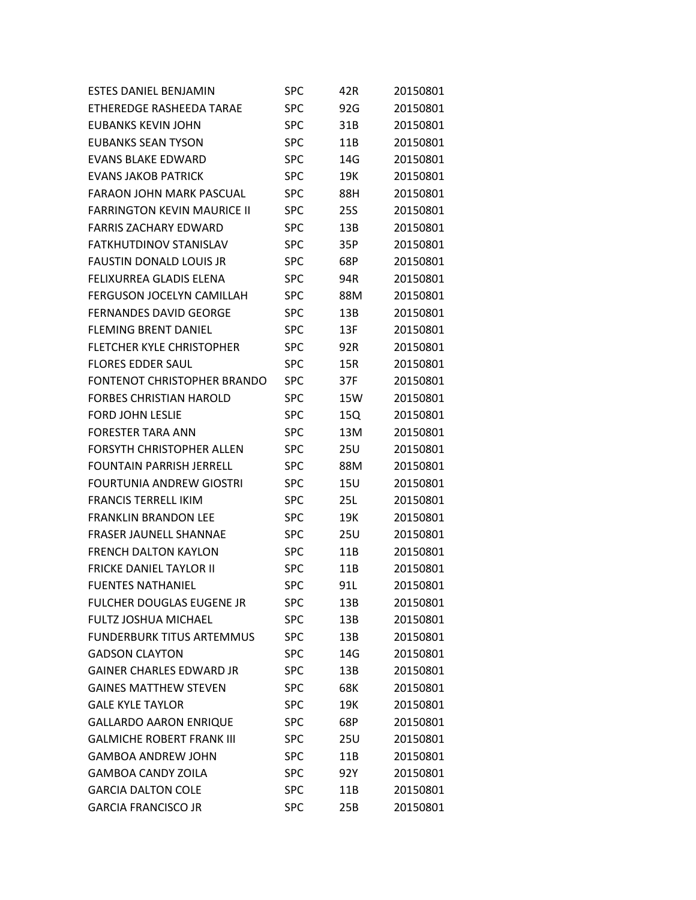| | | | |
|---|---|---|---|
| ESTES DANIEL BENJAMIN | SPC | 42R | 20150801 |
| ETHEREDGE RASHEEDA TARAE | SPC | 92G | 20150801 |
| EUBANKS KEVIN JOHN | SPC | 31B | 20150801 |
| EUBANKS SEAN TYSON | SPC | 11B | 20150801 |
| EVANS BLAKE EDWARD | SPC | 14G | 20150801 |
| EVANS JAKOB PATRICK | SPC | 19K | 20150801 |
| FARAON JOHN MARK PASCUAL | SPC | 88H | 20150801 |
| FARRINGTON KEVIN MAURICE II | SPC | 25S | 20150801 |
| FARRIS ZACHARY EDWARD | SPC | 13B | 20150801 |
| FATKHUTDINOV STANISLAV | SPC | 35P | 20150801 |
| FAUSTIN DONALD LOUIS JR | SPC | 68P | 20150801 |
| FELIXURREA GLADIS ELENA | SPC | 94R | 20150801 |
| FERGUSON JOCELYN CAMILLAH | SPC | 88M | 20150801 |
| FERNANDES DAVID GEORGE | SPC | 13B | 20150801 |
| FLEMING BRENT DANIEL | SPC | 13F | 20150801 |
| FLETCHER KYLE CHRISTOPHER | SPC | 92R | 20150801 |
| FLORES EDDER SAUL | SPC | 15R | 20150801 |
| FONTENOT CHRISTOPHER BRANDO | SPC | 37F | 20150801 |
| FORBES CHRISTIAN HAROLD | SPC | 15W | 20150801 |
| FORD JOHN LESLIE | SPC | 15Q | 20150801 |
| FORESTER TARA ANN | SPC | 13M | 20150801 |
| FORSYTH CHRISTOPHER ALLEN | SPC | 25U | 20150801 |
| FOUNTAIN PARRISH JERRELL | SPC | 88M | 20150801 |
| FOURTUNIA ANDREW GIOSTRI | SPC | 15U | 20150801 |
| FRANCIS TERRELL IKIM | SPC | 25L | 20150801 |
| FRANKLIN BRANDON LEE | SPC | 19K | 20150801 |
| FRASER JAUNELL SHANNAE | SPC | 25U | 20150801 |
| FRENCH DALTON KAYLON | SPC | 11B | 20150801 |
| FRICKE DANIEL TAYLOR II | SPC | 11B | 20150801 |
| FUENTES NATHANIEL | SPC | 91L | 20150801 |
| FULCHER DOUGLAS EUGENE JR | SPC | 13B | 20150801 |
| FULTZ JOSHUA MICHAEL | SPC | 13B | 20150801 |
| FUNDERBURK TITUS ARTEMMUS | SPC | 13B | 20150801 |
| GADSON CLAYTON | SPC | 14G | 20150801 |
| GAINER CHARLES EDWARD JR | SPC | 13B | 20150801 |
| GAINES MATTHEW STEVEN | SPC | 68K | 20150801 |
| GALE KYLE TAYLOR | SPC | 19K | 20150801 |
| GALLARDO AARON ENRIQUE | SPC | 68P | 20150801 |
| GALMICHE ROBERT FRANK III | SPC | 25U | 20150801 |
| GAMBOA ANDREW JOHN | SPC | 11B | 20150801 |
| GAMBOA CANDY ZOILA | SPC | 92Y | 20150801 |
| GARCIA DALTON COLE | SPC | 11B | 20150801 |
| GARCIA FRANCISCO JR | SPC | 25B | 20150801 |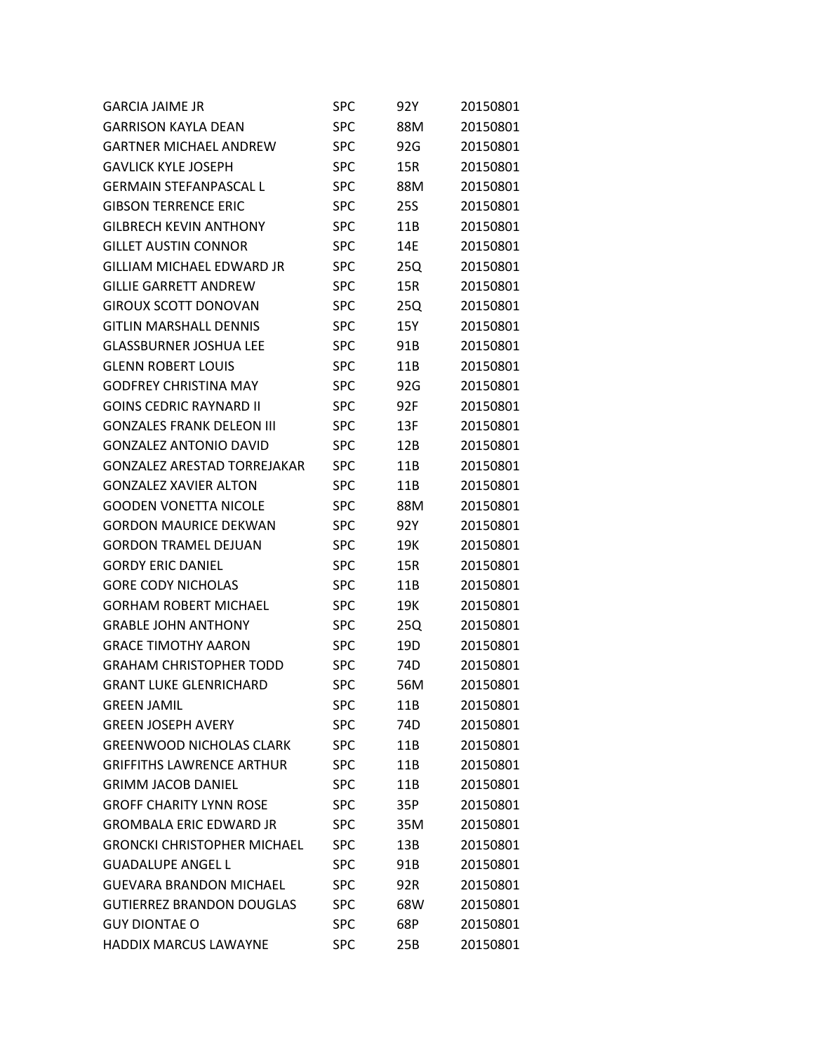| | | | |
|---|---|---|---|
| GARCIA JAIME JR | SPC | 92Y | 20150801 |
| GARRISON KAYLA DEAN | SPC | 88M | 20150801 |
| GARTNER MICHAEL ANDREW | SPC | 92G | 20150801 |
| GAVLICK KYLE JOSEPH | SPC | 15R | 20150801 |
| GERMAIN STEFANPASCAL L | SPC | 88M | 20150801 |
| GIBSON TERRENCE ERIC | SPC | 25S | 20150801 |
| GILBRECH KEVIN ANTHONY | SPC | 11B | 20150801 |
| GILLET AUSTIN CONNOR | SPC | 14E | 20150801 |
| GILLIAM MICHAEL EDWARD JR | SPC | 25Q | 20150801 |
| GILLIE GARRETT ANDREW | SPC | 15R | 20150801 |
| GIROUX SCOTT DONOVAN | SPC | 25Q | 20150801 |
| GITLIN MARSHALL DENNIS | SPC | 15Y | 20150801 |
| GLASSBURNER JOSHUA LEE | SPC | 91B | 20150801 |
| GLENN ROBERT LOUIS | SPC | 11B | 20150801 |
| GODFREY CHRISTINA MAY | SPC | 92G | 20150801 |
| GOINS CEDRIC RAYNARD II | SPC | 92F | 20150801 |
| GONZALES FRANK DELEON III | SPC | 13F | 20150801 |
| GONZALEZ ANTONIO DAVID | SPC | 12B | 20150801 |
| GONZALEZ ARESTAD TORREJAKAR | SPC | 11B | 20150801 |
| GONZALEZ XAVIER ALTON | SPC | 11B | 20150801 |
| GOODEN VONETTA NICOLE | SPC | 88M | 20150801 |
| GORDON MAURICE DEKWAN | SPC | 92Y | 20150801 |
| GORDON TRAMEL DEJUAN | SPC | 19K | 20150801 |
| GORDY ERIC DANIEL | SPC | 15R | 20150801 |
| GORE CODY NICHOLAS | SPC | 11B | 20150801 |
| GORHAM ROBERT MICHAEL | SPC | 19K | 20150801 |
| GRABLE JOHN ANTHONY | SPC | 25Q | 20150801 |
| GRACE TIMOTHY AARON | SPC | 19D | 20150801 |
| GRAHAM CHRISTOPHER TODD | SPC | 74D | 20150801 |
| GRANT LUKE GLENRICHARD | SPC | 56M | 20150801 |
| GREEN JAMIL | SPC | 11B | 20150801 |
| GREEN JOSEPH AVERY | SPC | 74D | 20150801 |
| GREENWOOD NICHOLAS CLARK | SPC | 11B | 20150801 |
| GRIFFITHS LAWRENCE ARTHUR | SPC | 11B | 20150801 |
| GRIMM JACOB DANIEL | SPC | 11B | 20150801 |
| GROFF CHARITY LYNN ROSE | SPC | 35P | 20150801 |
| GROMBALA ERIC EDWARD JR | SPC | 35M | 20150801 |
| GRONCKI CHRISTOPHER MICHAEL | SPC | 13B | 20150801 |
| GUADALUPE ANGEL L | SPC | 91B | 20150801 |
| GUEVARA BRANDON MICHAEL | SPC | 92R | 20150801 |
| GUTIERREZ BRANDON DOUGLAS | SPC | 68W | 20150801 |
| GUY DIONTAE O | SPC | 68P | 20150801 |
| HADDIX MARCUS LAWAYNE | SPC | 25B | 20150801 |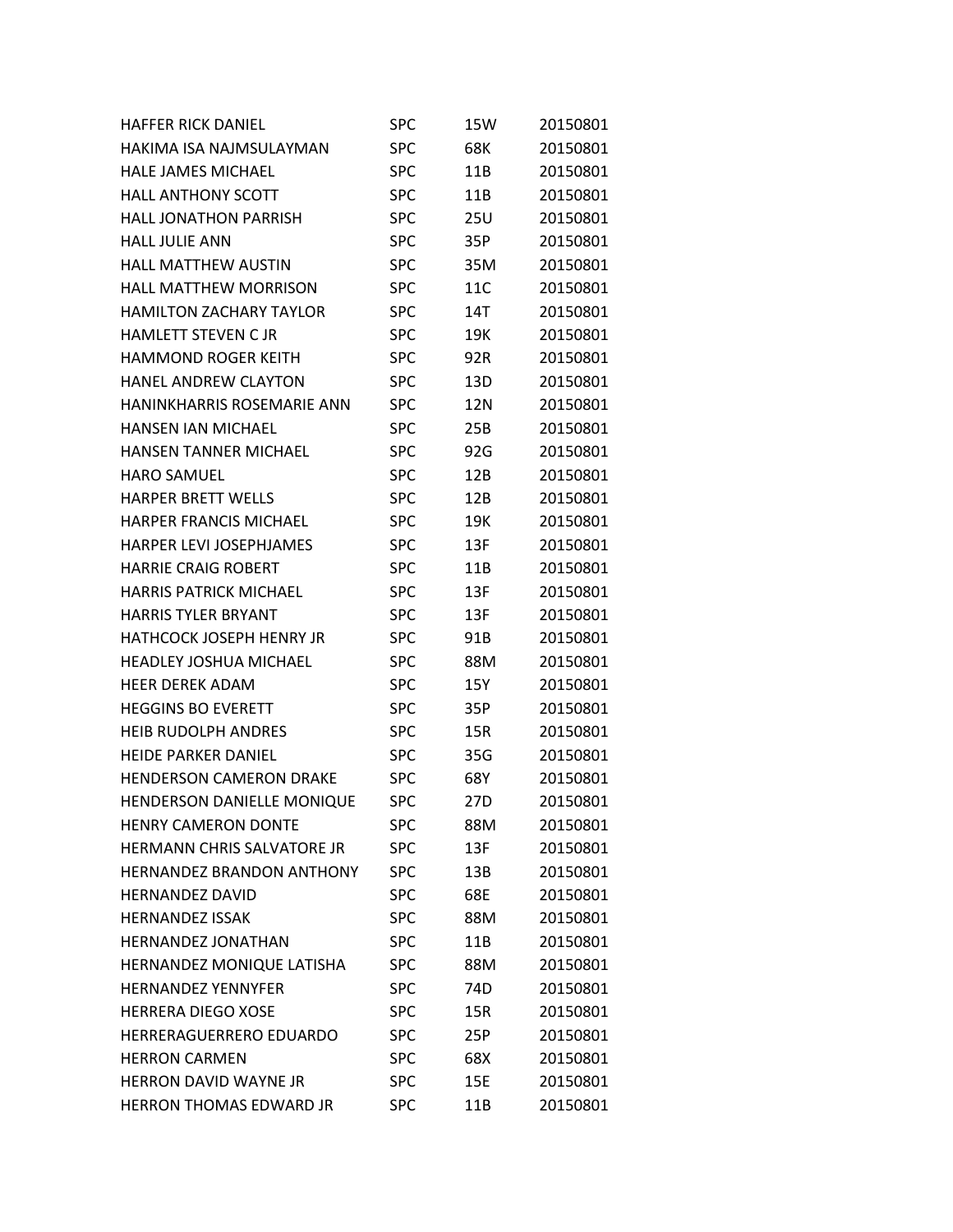| | | | |
|---|---|---|---|
| HAFFER RICK DANIEL | SPC | 15W | 20150801 |
| HAKIMA ISA NAJMSULAYMAN | SPC | 68K | 20150801 |
| HALE JAMES MICHAEL | SPC | 11B | 20150801 |
| HALL ANTHONY SCOTT | SPC | 11B | 20150801 |
| HALL JONATHON PARRISH | SPC | 25U | 20150801 |
| HALL JULIE ANN | SPC | 35P | 20150801 |
| HALL MATTHEW AUSTIN | SPC | 35M | 20150801 |
| HALL MATTHEW MORRISON | SPC | 11C | 20150801 |
| HAMILTON ZACHARY TAYLOR | SPC | 14T | 20150801 |
| HAMLETT STEVEN C JR | SPC | 19K | 20150801 |
| HAMMOND ROGER KEITH | SPC | 92R | 20150801 |
| HANEL ANDREW CLAYTON | SPC | 13D | 20150801 |
| HANINKHARRIS ROSEMARIE ANN | SPC | 12N | 20150801 |
| HANSEN IAN MICHAEL | SPC | 25B | 20150801 |
| HANSEN TANNER MICHAEL | SPC | 92G | 20150801 |
| HARO SAMUEL | SPC | 12B | 20150801 |
| HARPER BRETT WELLS | SPC | 12B | 20150801 |
| HARPER FRANCIS MICHAEL | SPC | 19K | 20150801 |
| HARPER LEVI JOSEPHJAMES | SPC | 13F | 20150801 |
| HARRIE CRAIG ROBERT | SPC | 11B | 20150801 |
| HARRIS PATRICK MICHAEL | SPC | 13F | 20150801 |
| HARRIS TYLER BRYANT | SPC | 13F | 20150801 |
| HATHCOCK JOSEPH HENRY JR | SPC | 91B | 20150801 |
| HEADLEY JOSHUA MICHAEL | SPC | 88M | 20150801 |
| HEER DEREK ADAM | SPC | 15Y | 20150801 |
| HEGGINS BO EVERETT | SPC | 35P | 20150801 |
| HEIB RUDOLPH ANDRES | SPC | 15R | 20150801 |
| HEIDE PARKER DANIEL | SPC | 35G | 20150801 |
| HENDERSON CAMERON DRAKE | SPC | 68Y | 20150801 |
| HENDERSON DANIELLE MONIQUE | SPC | 27D | 20150801 |
| HENRY CAMERON DONTE | SPC | 88M | 20150801 |
| HERMANN CHRIS SALVATORE JR | SPC | 13F | 20150801 |
| HERNANDEZ BRANDON ANTHONY | SPC | 13B | 20150801 |
| HERNANDEZ DAVID | SPC | 68E | 20150801 |
| HERNANDEZ ISSAK | SPC | 88M | 20150801 |
| HERNANDEZ JONATHAN | SPC | 11B | 20150801 |
| HERNANDEZ MONIQUE LATISHA | SPC | 88M | 20150801 |
| HERNANDEZ YENNYFER | SPC | 74D | 20150801 |
| HERRERA DIEGO XOSE | SPC | 15R | 20150801 |
| HERRERAGUERRERO EDUARDO | SPC | 25P | 20150801 |
| HERRON CARMEN | SPC | 68X | 20150801 |
| HERRON DAVID WAYNE JR | SPC | 15E | 20150801 |
| HERRON THOMAS EDWARD JR | SPC | 11B | 20150801 |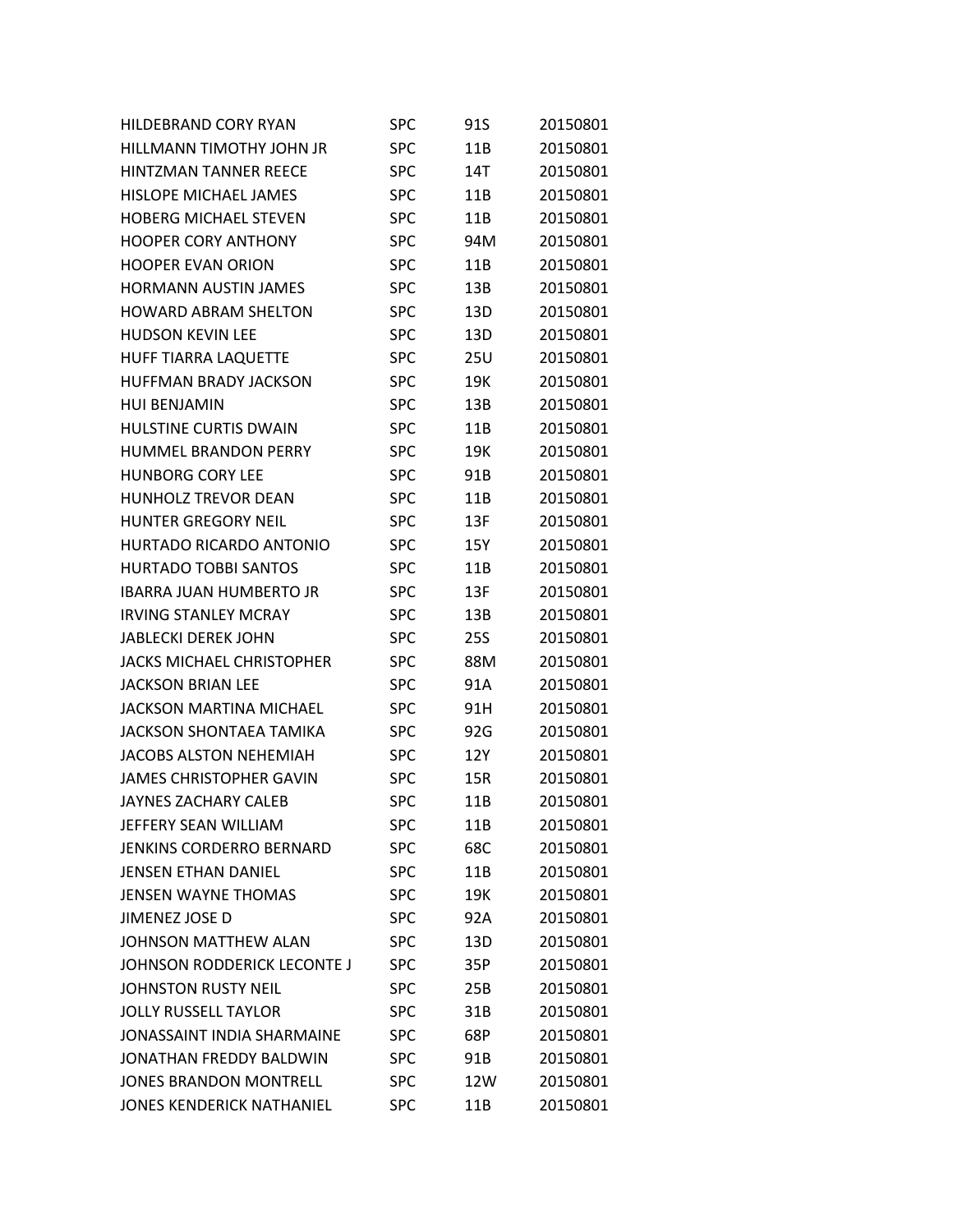| | | | |
|---|---|---|---|
| HILDEBRAND CORY RYAN | SPC | 91S | 20150801 |
| HILLMANN TIMOTHY JOHN JR | SPC | 11B | 20150801 |
| HINTZMAN TANNER REECE | SPC | 14T | 20150801 |
| HISLOPE MICHAEL JAMES | SPC | 11B | 20150801 |
| HOBERG MICHAEL STEVEN | SPC | 11B | 20150801 |
| HOOPER CORY ANTHONY | SPC | 94M | 20150801 |
| HOOPER EVAN ORION | SPC | 11B | 20150801 |
| HORMANN AUSTIN JAMES | SPC | 13B | 20150801 |
| HOWARD ABRAM SHELTON | SPC | 13D | 20150801 |
| HUDSON KEVIN LEE | SPC | 13D | 20150801 |
| HUFF TIARRA LAQUETTE | SPC | 25U | 20150801 |
| HUFFMAN BRADY JACKSON | SPC | 19K | 20150801 |
| HUI BENJAMIN | SPC | 13B | 20150801 |
| HULSTINE CURTIS DWAIN | SPC | 11B | 20150801 |
| HUMMEL BRANDON PERRY | SPC | 19K | 20150801 |
| HUNBORG CORY LEE | SPC | 91B | 20150801 |
| HUNHOLZ TREVOR DEAN | SPC | 11B | 20150801 |
| HUNTER GREGORY NEIL | SPC | 13F | 20150801 |
| HURTADO RICARDO ANTONIO | SPC | 15Y | 20150801 |
| HURTADO TOBBI SANTOS | SPC | 11B | 20150801 |
| IBARRA JUAN HUMBERTO JR | SPC | 13F | 20150801 |
| IRVING STANLEY MCRAY | SPC | 13B | 20150801 |
| JABLECKI DEREK JOHN | SPC | 25S | 20150801 |
| JACKS MICHAEL CHRISTOPHER | SPC | 88M | 20150801 |
| JACKSON BRIAN LEE | SPC | 91A | 20150801 |
| JACKSON MARTINA MICHAEL | SPC | 91H | 20150801 |
| JACKSON SHONTAEA TAMIKA | SPC | 92G | 20150801 |
| JACOBS ALSTON NEHEMIAH | SPC | 12Y | 20150801 |
| JAMES CHRISTOPHER GAVIN | SPC | 15R | 20150801 |
| JAYNES ZACHARY CALEB | SPC | 11B | 20150801 |
| JEFFERY SEAN WILLIAM | SPC | 11B | 20150801 |
| JENKINS CORDERRO BERNARD | SPC | 68C | 20150801 |
| JENSEN ETHAN DANIEL | SPC | 11B | 20150801 |
| JENSEN WAYNE THOMAS | SPC | 19K | 20150801 |
| JIMENEZ JOSE D | SPC | 92A | 20150801 |
| JOHNSON MATTHEW ALAN | SPC | 13D | 20150801 |
| JOHNSON RODDERICK LECONTE J | SPC | 35P | 20150801 |
| JOHNSTON RUSTY NEIL | SPC | 25B | 20150801 |
| JOLLY RUSSELL TAYLOR | SPC | 31B | 20150801 |
| JONASSAINT INDIA SHARMAINE | SPC | 68P | 20150801 |
| JONATHAN FREDDY BALDWIN | SPC | 91B | 20150801 |
| JONES BRANDON MONTRELL | SPC | 12W | 20150801 |
| JONES KENDERICK NATHANIEL | SPC | 11B | 20150801 |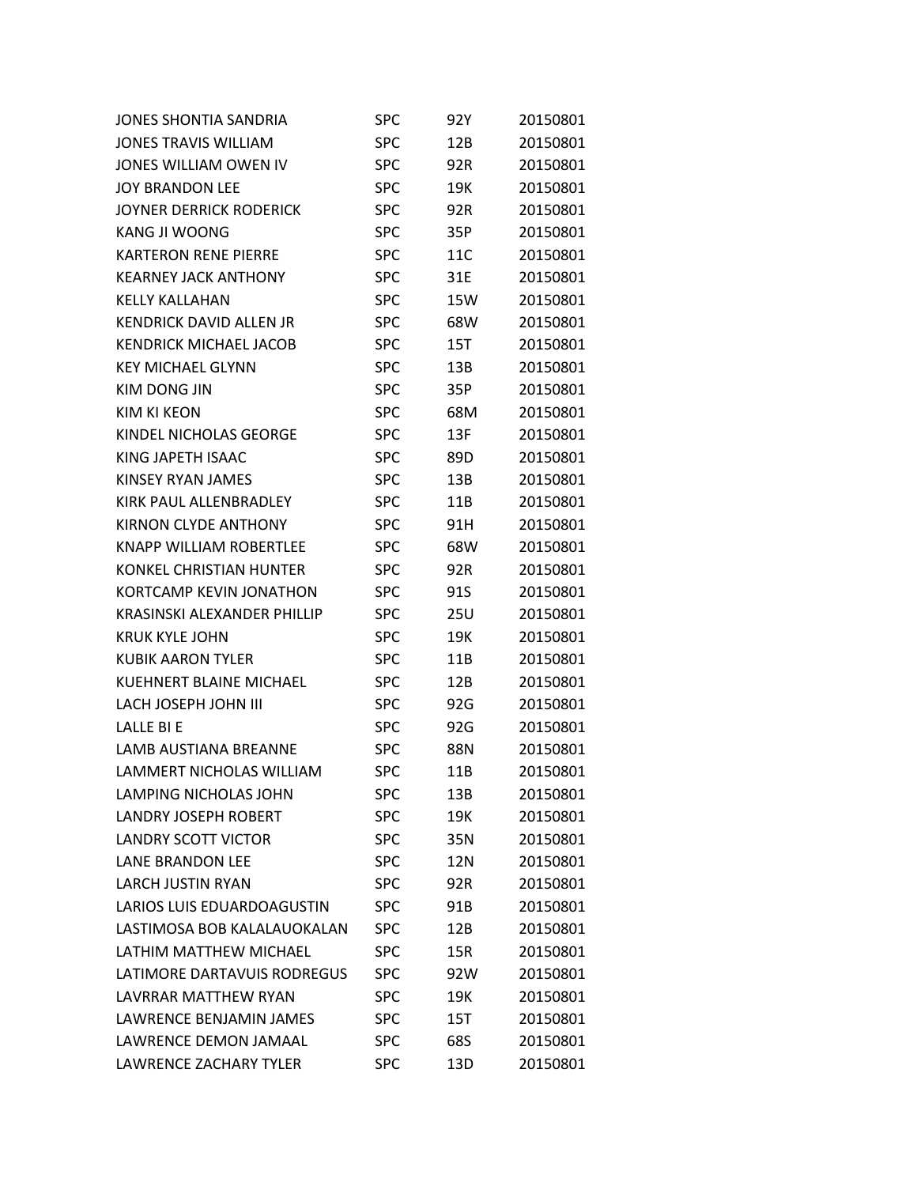| | | | |
|---|---|---|---|
| JONES SHONTIA SANDRIA | SPC | 92Y | 20150801 |
| JONES TRAVIS WILLIAM | SPC | 12B | 20150801 |
| JONES WILLIAM OWEN IV | SPC | 92R | 20150801 |
| JOY BRANDON LEE | SPC | 19K | 20150801 |
| JOYNER DERRICK RODERICK | SPC | 92R | 20150801 |
| KANG JI WOONG | SPC | 35P | 20150801 |
| KARTERON RENE PIERRE | SPC | 11C | 20150801 |
| KEARNEY JACK ANTHONY | SPC | 31E | 20150801 |
| KELLY KALLAHAN | SPC | 15W | 20150801 |
| KENDRICK DAVID ALLEN JR | SPC | 68W | 20150801 |
| KENDRICK MICHAEL JACOB | SPC | 15T | 20150801 |
| KEY MICHAEL GLYNN | SPC | 13B | 20150801 |
| KIM DONG JIN | SPC | 35P | 20150801 |
| KIM KI KEON | SPC | 68M | 20150801 |
| KINDEL NICHOLAS GEORGE | SPC | 13F | 20150801 |
| KING JAPETH ISAAC | SPC | 89D | 20150801 |
| KINSEY RYAN JAMES | SPC | 13B | 20150801 |
| KIRK PAUL ALLENBRADLEY | SPC | 11B | 20150801 |
| KIRNON CLYDE ANTHONY | SPC | 91H | 20150801 |
| KNAPP WILLIAM ROBERTLEE | SPC | 68W | 20150801 |
| KONKEL CHRISTIAN HUNTER | SPC | 92R | 20150801 |
| KORTCAMP KEVIN JONATHON | SPC | 91S | 20150801 |
| KRASINSKI ALEXANDER PHILLIP | SPC | 25U | 20150801 |
| KRUK KYLE JOHN | SPC | 19K | 20150801 |
| KUBIK AARON TYLER | SPC | 11B | 20150801 |
| KUEHNERT BLAINE MICHAEL | SPC | 12B | 20150801 |
| LACH JOSEPH JOHN III | SPC | 92G | 20150801 |
| LALLE BI E | SPC | 92G | 20150801 |
| LAMB AUSTIANA BREANNE | SPC | 88N | 20150801 |
| LAMMERT NICHOLAS WILLIAM | SPC | 11B | 20150801 |
| LAMPING NICHOLAS JOHN | SPC | 13B | 20150801 |
| LANDRY JOSEPH ROBERT | SPC | 19K | 20150801 |
| LANDRY SCOTT VICTOR | SPC | 35N | 20150801 |
| LANE BRANDON LEE | SPC | 12N | 20150801 |
| LARCH JUSTIN RYAN | SPC | 92R | 20150801 |
| LARIOS LUIS EDUARDOAGUSTIN | SPC | 91B | 20150801 |
| LASTIMOSA BOB KALALAUOKALAN | SPC | 12B | 20150801 |
| LATHIM MATTHEW MICHAEL | SPC | 15R | 20150801 |
| LATIMORE DARTAVUIS RODREGUS | SPC | 92W | 20150801 |
| LAVRRAR MATTHEW RYAN | SPC | 19K | 20150801 |
| LAWRENCE BENJAMIN JAMES | SPC | 15T | 20150801 |
| LAWRENCE DEMON JAMAAL | SPC | 68S | 20150801 |
| LAWRENCE ZACHARY TYLER | SPC | 13D | 20150801 |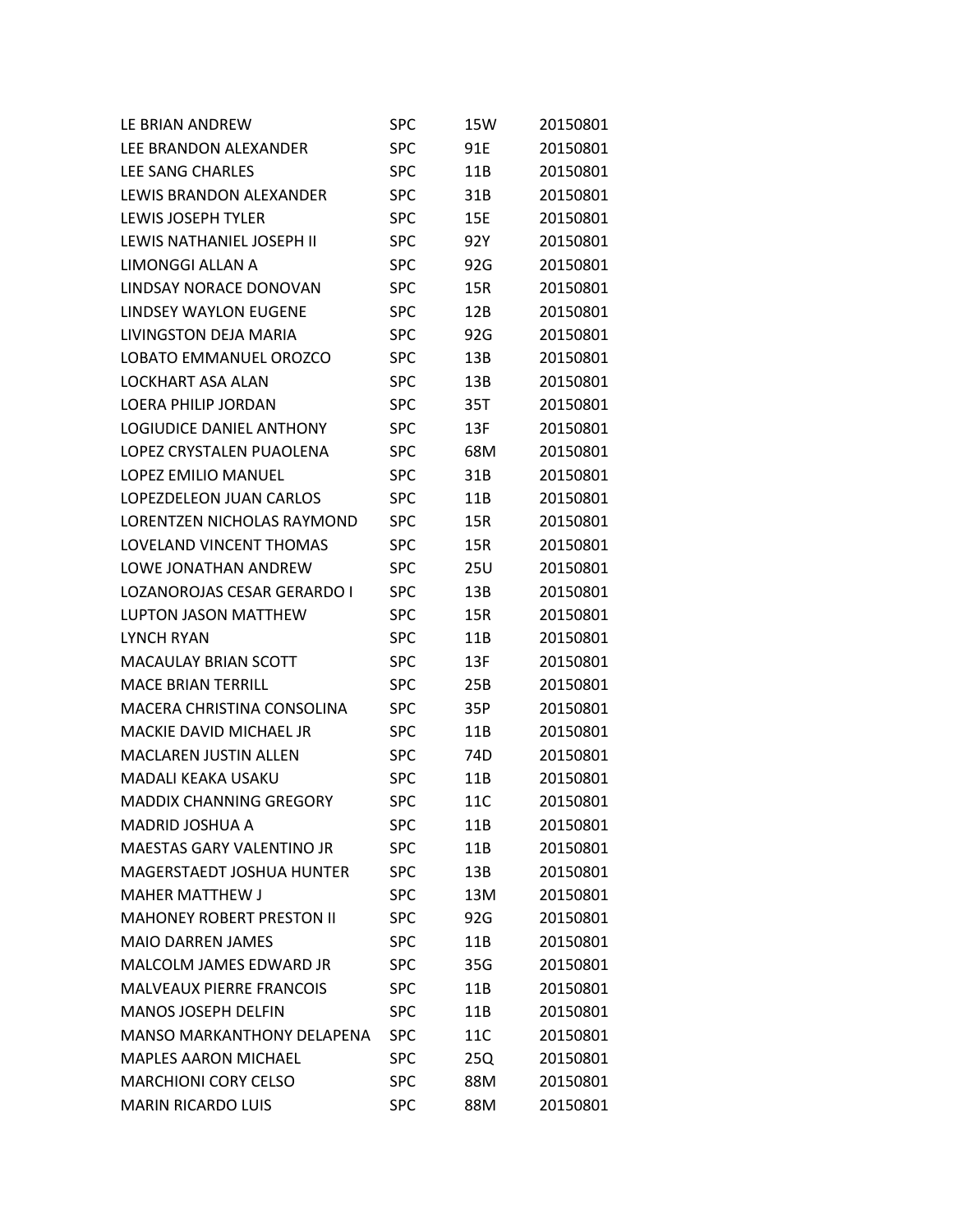| | | | |
|---|---|---|---|
| LE BRIAN ANDREW | SPC | 15W | 20150801 |
| LEE BRANDON ALEXANDER | SPC | 91E | 20150801 |
| LEE SANG CHARLES | SPC | 11B | 20150801 |
| LEWIS BRANDON ALEXANDER | SPC | 31B | 20150801 |
| LEWIS JOSEPH TYLER | SPC | 15E | 20150801 |
| LEWIS NATHANIEL JOSEPH II | SPC | 92Y | 20150801 |
| LIMONGGI ALLAN A | SPC | 92G | 20150801 |
| LINDSAY NORACE DONOVAN | SPC | 15R | 20150801 |
| LINDSEY WAYLON EUGENE | SPC | 12B | 20150801 |
| LIVINGSTON DEJA MARIA | SPC | 92G | 20150801 |
| LOBATO EMMANUEL OROZCO | SPC | 13B | 20150801 |
| LOCKHART ASA ALAN | SPC | 13B | 20150801 |
| LOERA PHILIP JORDAN | SPC | 35T | 20150801 |
| LOGIUDICE DANIEL ANTHONY | SPC | 13F | 20150801 |
| LOPEZ CRYSTALEN PUAOLENA | SPC | 68M | 20150801 |
| LOPEZ EMILIO MANUEL | SPC | 31B | 20150801 |
| LOPEZDELEON JUAN CARLOS | SPC | 11B | 20150801 |
| LORENTZEN NICHOLAS RAYMOND | SPC | 15R | 20150801 |
| LOVELAND VINCENT THOMAS | SPC | 15R | 20150801 |
| LOWE JONATHAN ANDREW | SPC | 25U | 20150801 |
| LOZANOROJAS CESAR GERARDO I | SPC | 13B | 20150801 |
| LUPTON JASON MATTHEW | SPC | 15R | 20150801 |
| LYNCH RYAN | SPC | 11B | 20150801 |
| MACAULAY BRIAN SCOTT | SPC | 13F | 20150801 |
| MACE BRIAN TERRILL | SPC | 25B | 20150801 |
| MACERA CHRISTINA CONSOLINA | SPC | 35P | 20150801 |
| MACKIE DAVID MICHAEL JR | SPC | 11B | 20150801 |
| MACLAREN JUSTIN ALLEN | SPC | 74D | 20150801 |
| MADALI KEAKA USAKU | SPC | 11B | 20150801 |
| MADDIX CHANNING GREGORY | SPC | 11C | 20150801 |
| MADRID JOSHUA A | SPC | 11B | 20150801 |
| MAESTAS GARY VALENTINO JR | SPC | 11B | 20150801 |
| MAGERSTAEDT JOSHUA HUNTER | SPC | 13B | 20150801 |
| MAHER MATTHEW J | SPC | 13M | 20150801 |
| MAHONEY ROBERT PRESTON II | SPC | 92G | 20150801 |
| MAIO DARREN JAMES | SPC | 11B | 20150801 |
| MALCOLM JAMES EDWARD JR | SPC | 35G | 20150801 |
| MALVEAUX PIERRE FRANCOIS | SPC | 11B | 20150801 |
| MANOS JOSEPH DELFIN | SPC | 11B | 20150801 |
| MANSO MARKANTHONY DELAPENA | SPC | 11C | 20150801 |
| MAPLES AARON MICHAEL | SPC | 25Q | 20150801 |
| MARCHIONI CORY CELSO | SPC | 88M | 20150801 |
| MARIN RICARDO LUIS | SPC | 88M | 20150801 |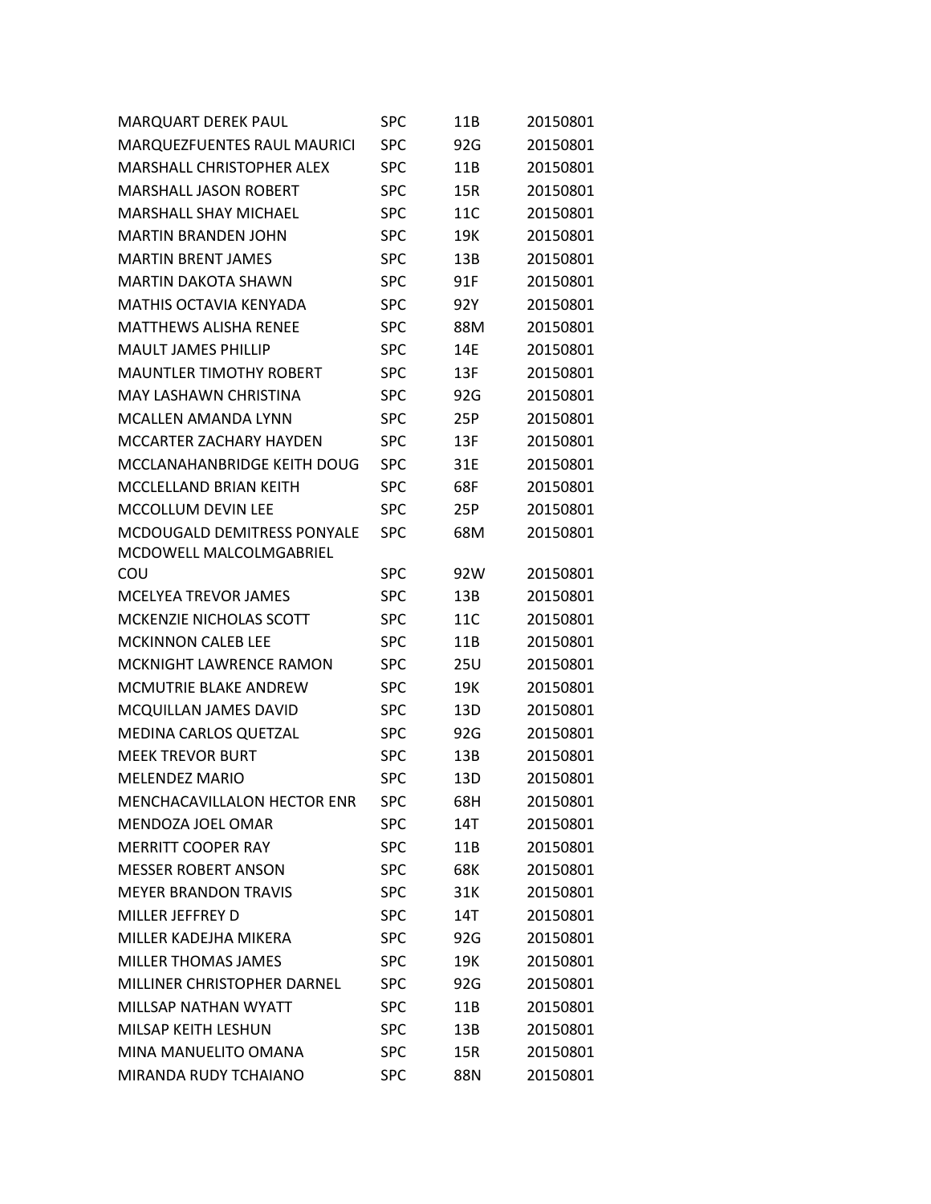| | | | |
|---|---|---|---|
| MARQUART DEREK PAUL | SPC | 11B | 20150801 |
| MARQUEZFUENTES RAUL MAURICI | SPC | 92G | 20150801 |
| MARSHALL CHRISTOPHER ALEX | SPC | 11B | 20150801 |
| MARSHALL JASON ROBERT | SPC | 15R | 20150801 |
| MARSHALL SHAY MICHAEL | SPC | 11C | 20150801 |
| MARTIN BRANDEN JOHN | SPC | 19K | 20150801 |
| MARTIN BRENT JAMES | SPC | 13B | 20150801 |
| MARTIN DAKOTA SHAWN | SPC | 91F | 20150801 |
| MATHIS OCTAVIA KENYADA | SPC | 92Y | 20150801 |
| MATTHEWS ALISHA RENEE | SPC | 88M | 20150801 |
| MAULT JAMES PHILLIP | SPC | 14E | 20150801 |
| MAUNTLER TIMOTHY ROBERT | SPC | 13F | 20150801 |
| MAY LASHAWN CHRISTINA | SPC | 92G | 20150801 |
| MCALLEN AMANDA LYNN | SPC | 25P | 20150801 |
| MCCARTER ZACHARY HAYDEN | SPC | 13F | 20150801 |
| MCCLANAHANBRIDGE KEITH DOUG | SPC | 31E | 20150801 |
| MCCLELLAND BRIAN KEITH | SPC | 68F | 20150801 |
| MCCOLLUM DEVIN LEE | SPC | 25P | 20150801 |
| MCDOUGALD DEMITRESS PONYALE | SPC | 68M | 20150801 |
| MCDOWELL MALCOLMGABRIEL COU | SPC | 92W | 20150801 |
| MCELYEA TREVOR JAMES | SPC | 13B | 20150801 |
| MCKENZIE NICHOLAS SCOTT | SPC | 11C | 20150801 |
| MCKINNON CALEB LEE | SPC | 11B | 20150801 |
| MCKNIGHT LAWRENCE RAMON | SPC | 25U | 20150801 |
| MCMUTRIE BLAKE ANDREW | SPC | 19K | 20150801 |
| MCQUILLAN JAMES DAVID | SPC | 13D | 20150801 |
| MEDINA CARLOS QUETZAL | SPC | 92G | 20150801 |
| MEEK TREVOR BURT | SPC | 13B | 20150801 |
| MELENDEZ MARIO | SPC | 13D | 20150801 |
| MENCHACAVILLALON HECTOR ENR | SPC | 68H | 20150801 |
| MENDOZA JOEL OMAR | SPC | 14T | 20150801 |
| MERRITT COOPER RAY | SPC | 11B | 20150801 |
| MESSER ROBERT ANSON | SPC | 68K | 20150801 |
| MEYER BRANDON TRAVIS | SPC | 31K | 20150801 |
| MILLER JEFFREY D | SPC | 14T | 20150801 |
| MILLER KADEJHA MIKERA | SPC | 92G | 20150801 |
| MILLER THOMAS JAMES | SPC | 19K | 20150801 |
| MILLINER CHRISTOPHER DARNEL | SPC | 92G | 20150801 |
| MILLSAP NATHAN WYATT | SPC | 11B | 20150801 |
| MILSAP KEITH LESHUN | SPC | 13B | 20150801 |
| MINA MANUELITO OMANA | SPC | 15R | 20150801 |
| MIRANDA RUDY TCHAIANO | SPC | 88N | 20150801 |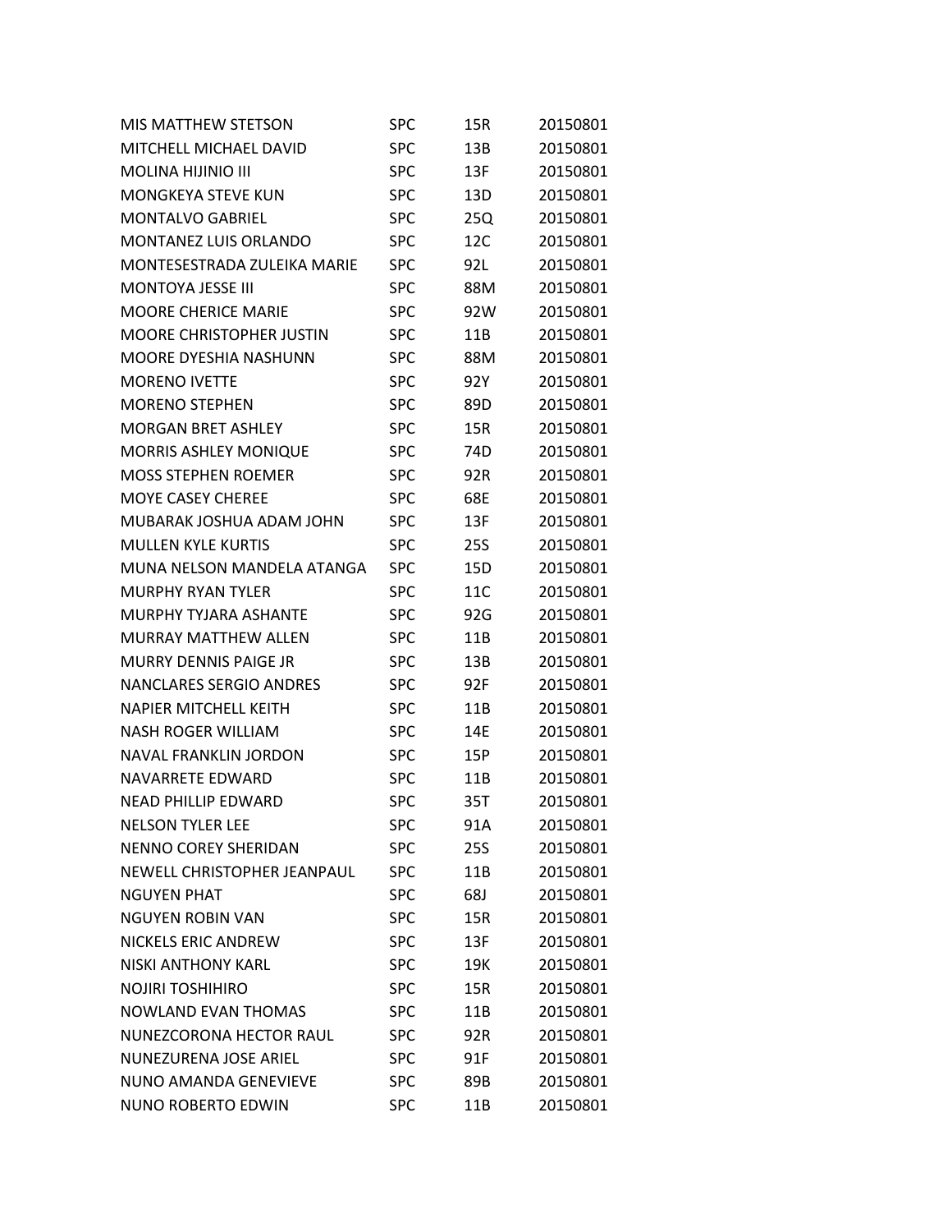| | | | |
|---|---|---|---|
| MIS MATTHEW STETSON | SPC | 15R | 20150801 |
| MITCHELL MICHAEL DAVID | SPC | 13B | 20150801 |
| MOLINA HIJINIO III | SPC | 13F | 20150801 |
| MONGKEYA STEVE KUN | SPC | 13D | 20150801 |
| MONTALVO GABRIEL | SPC | 25Q | 20150801 |
| MONTANEZ LUIS ORLANDO | SPC | 12C | 20150801 |
| MONTESESTRADA ZULEIKA MARIE | SPC | 92L | 20150801 |
| MONTOYA JESSE III | SPC | 88M | 20150801 |
| MOORE CHERICE MARIE | SPC | 92W | 20150801 |
| MOORE CHRISTOPHER JUSTIN | SPC | 11B | 20150801 |
| MOORE DYESHIA NASHUNN | SPC | 88M | 20150801 |
| MORENO IVETTE | SPC | 92Y | 20150801 |
| MORENO STEPHEN | SPC | 89D | 20150801 |
| MORGAN BRET ASHLEY | SPC | 15R | 20150801 |
| MORRIS ASHLEY MONIQUE | SPC | 74D | 20150801 |
| MOSS STEPHEN ROEMER | SPC | 92R | 20150801 |
| MOYE CASEY CHEREE | SPC | 68E | 20150801 |
| MUBARAK JOSHUA ADAM JOHN | SPC | 13F | 20150801 |
| MULLEN KYLE KURTIS | SPC | 25S | 20150801 |
| MUNA NELSON MANDELA ATANGA | SPC | 15D | 20150801 |
| MURPHY RYAN TYLER | SPC | 11C | 20150801 |
| MURPHY TYJARA ASHANTE | SPC | 92G | 20150801 |
| MURRAY MATTHEW ALLEN | SPC | 11B | 20150801 |
| MURRY DENNIS PAIGE JR | SPC | 13B | 20150801 |
| NANCLARES SERGIO ANDRES | SPC | 92F | 20150801 |
| NAPIER MITCHELL KEITH | SPC | 11B | 20150801 |
| NASH ROGER WILLIAM | SPC | 14E | 20150801 |
| NAVAL FRANKLIN JORDON | SPC | 15P | 20150801 |
| NAVARRETE EDWARD | SPC | 11B | 20150801 |
| NEAD PHILLIP EDWARD | SPC | 35T | 20150801 |
| NELSON TYLER LEE | SPC | 91A | 20150801 |
| NENNO COREY SHERIDAN | SPC | 25S | 20150801 |
| NEWELL CHRISTOPHER JEANPAUL | SPC | 11B | 20150801 |
| NGUYEN PHAT | SPC | 68J | 20150801 |
| NGUYEN ROBIN VAN | SPC | 15R | 20150801 |
| NICKELS ERIC ANDREW | SPC | 13F | 20150801 |
| NISKI ANTHONY KARL | SPC | 19K | 20150801 |
| NOJIRI TOSHIHIRO | SPC | 15R | 20150801 |
| NOWLAND EVAN THOMAS | SPC | 11B | 20150801 |
| NUNEZCORONA HECTOR RAUL | SPC | 92R | 20150801 |
| NUNEZURENA JOSE ARIEL | SPC | 91F | 20150801 |
| NUNO AMANDA GENEVIEVE | SPC | 89B | 20150801 |
| NUNO ROBERTO EDWIN | SPC | 11B | 20150801 |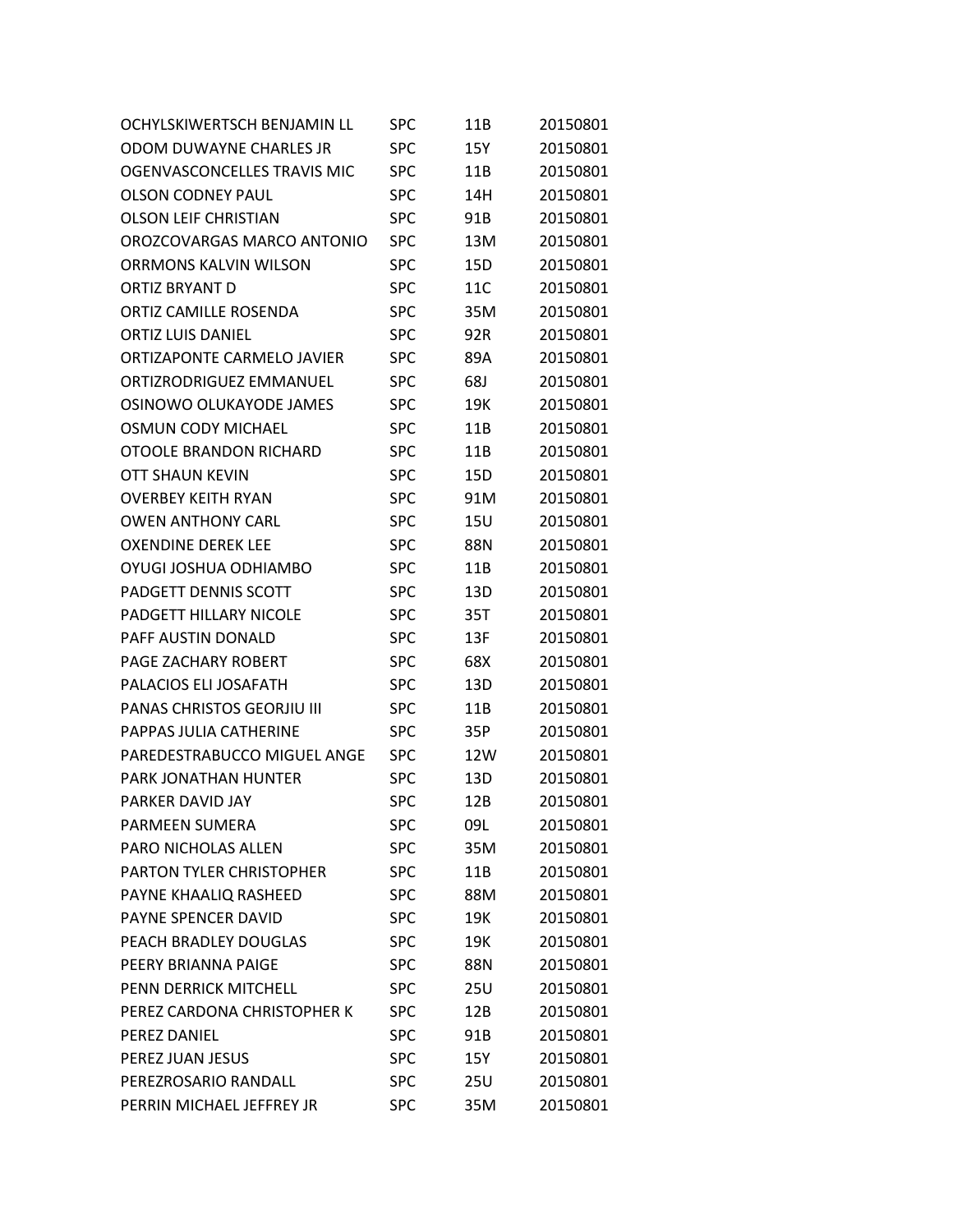| | | | |
|---|---|---|---|
| OCHYLSKIWERTSCH BENJAMIN LL | SPC | 11B | 20150801 |
| ODOM DUWAYNE CHARLES JR | SPC | 15Y | 20150801 |
| OGENVASCONCELLES TRAVIS MIC | SPC | 11B | 20150801 |
| OLSON CODNEY PAUL | SPC | 14H | 20150801 |
| OLSON LEIF CHRISTIAN | SPC | 91B | 20150801 |
| OROZCOVARGAS MARCO ANTONIO | SPC | 13M | 20150801 |
| ORRMONS KALVIN WILSON | SPC | 15D | 20150801 |
| ORTIZ BRYANT D | SPC | 11C | 20150801 |
| ORTIZ CAMILLE ROSENDA | SPC | 35M | 20150801 |
| ORTIZ LUIS DANIEL | SPC | 92R | 20150801 |
| ORTIZAPONTE CARMELO JAVIER | SPC | 89A | 20150801 |
| ORTIZRODRIGUEZ EMMANUEL | SPC | 68J | 20150801 |
| OSINOWO OLUKAYODE JAMES | SPC | 19K | 20150801 |
| OSMUN CODY MICHAEL | SPC | 11B | 20150801 |
| OTOOLE BRANDON RICHARD | SPC | 11B | 20150801 |
| OTT SHAUN KEVIN | SPC | 15D | 20150801 |
| OVERBEY KEITH RYAN | SPC | 91M | 20150801 |
| OWEN ANTHONY CARL | SPC | 15U | 20150801 |
| OXENDINE DEREK LEE | SPC | 88N | 20150801 |
| OYUGI JOSHUA ODHIAMBO | SPC | 11B | 20150801 |
| PADGETT DENNIS SCOTT | SPC | 13D | 20150801 |
| PADGETT HILLARY NICOLE | SPC | 35T | 20150801 |
| PAFF AUSTIN DONALD | SPC | 13F | 20150801 |
| PAGE ZACHARY ROBERT | SPC | 68X | 20150801 |
| PALACIOS ELI JOSAFATH | SPC | 13D | 20150801 |
| PANAS CHRISTOS GEORJIU III | SPC | 11B | 20150801 |
| PAPPAS JULIA CATHERINE | SPC | 35P | 20150801 |
| PAREDESTRABUCCO MIGUEL ANGE | SPC | 12W | 20150801 |
| PARK JONATHAN HUNTER | SPC | 13D | 20150801 |
| PARKER DAVID JAY | SPC | 12B | 20150801 |
| PARMEEN SUMERA | SPC | 09L | 20150801 |
| PARO NICHOLAS ALLEN | SPC | 35M | 20150801 |
| PARTON TYLER CHRISTOPHER | SPC | 11B | 20150801 |
| PAYNE KHAALIQ RASHEED | SPC | 88M | 20150801 |
| PAYNE SPENCER DAVID | SPC | 19K | 20150801 |
| PEACH BRADLEY DOUGLAS | SPC | 19K | 20150801 |
| PEERY BRIANNA PAIGE | SPC | 88N | 20150801 |
| PENN DERRICK MITCHELL | SPC | 25U | 20150801 |
| PEREZ CARDONA CHRISTOPHER K | SPC | 12B | 20150801 |
| PEREZ DANIEL | SPC | 91B | 20150801 |
| PEREZ JUAN JESUS | SPC | 15Y | 20150801 |
| PEREZROSARIO RANDALL | SPC | 25U | 20150801 |
| PERRIN MICHAEL JEFFREY JR | SPC | 35M | 20150801 |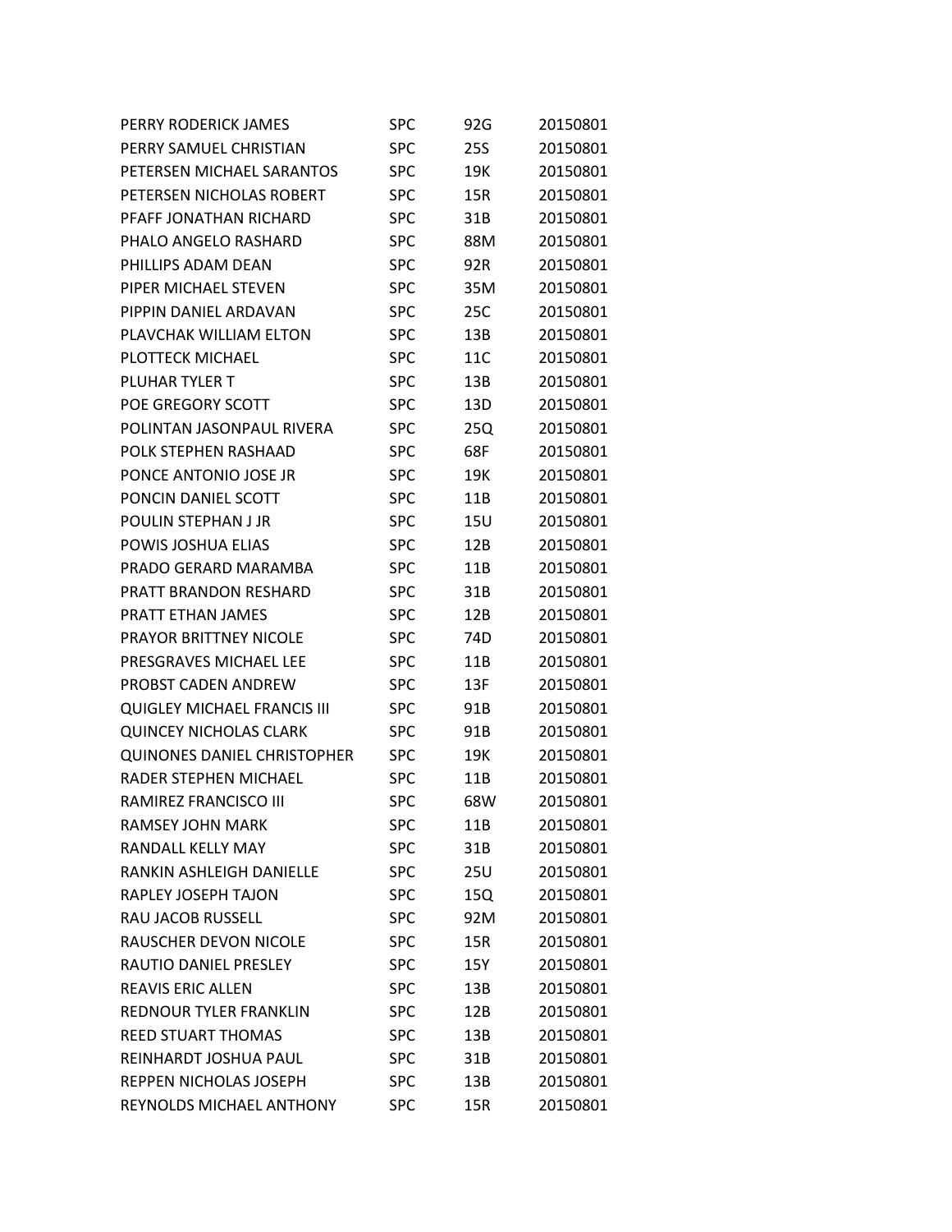| | | | |
|---|---|---|---|
| PERRY RODERICK JAMES | SPC | 92G | 20150801 |
| PERRY SAMUEL CHRISTIAN | SPC | 25S | 20150801 |
| PETERSEN MICHAEL SARANTOS | SPC | 19K | 20150801 |
| PETERSEN NICHOLAS ROBERT | SPC | 15R | 20150801 |
| PFAFF JONATHAN RICHARD | SPC | 31B | 20150801 |
| PHALO ANGELO RASHARD | SPC | 88M | 20150801 |
| PHILLIPS ADAM DEAN | SPC | 92R | 20150801 |
| PIPER MICHAEL STEVEN | SPC | 35M | 20150801 |
| PIPPIN DANIEL ARDAVAN | SPC | 25C | 20150801 |
| PLAVCHAK WILLIAM ELTON | SPC | 13B | 20150801 |
| PLOTTECK MICHAEL | SPC | 11C | 20150801 |
| PLUHAR TYLER T | SPC | 13B | 20150801 |
| POE GREGORY SCOTT | SPC | 13D | 20150801 |
| POLINTAN JASONPAUL RIVERA | SPC | 25Q | 20150801 |
| POLK STEPHEN RASHAAD | SPC | 68F | 20150801 |
| PONCE ANTONIO JOSE JR | SPC | 19K | 20150801 |
| PONCIN DANIEL SCOTT | SPC | 11B | 20150801 |
| POULIN STEPHAN J JR | SPC | 15U | 20150801 |
| POWIS JOSHUA ELIAS | SPC | 12B | 20150801 |
| PRADO GERARD MARAMBA | SPC | 11B | 20150801 |
| PRATT BRANDON RESHARD | SPC | 31B | 20150801 |
| PRATT ETHAN JAMES | SPC | 12B | 20150801 |
| PRAYOR BRITTNEY NICOLE | SPC | 74D | 20150801 |
| PRESGRAVES MICHAEL LEE | SPC | 11B | 20150801 |
| PROBST CADEN ANDREW | SPC | 13F | 20150801 |
| QUIGLEY MICHAEL FRANCIS III | SPC | 91B | 20150801 |
| QUINCEY NICHOLAS CLARK | SPC | 91B | 20150801 |
| QUINONES DANIEL CHRISTOPHER | SPC | 19K | 20150801 |
| RADER STEPHEN MICHAEL | SPC | 11B | 20150801 |
| RAMIREZ FRANCISCO III | SPC | 68W | 20150801 |
| RAMSEY JOHN MARK | SPC | 11B | 20150801 |
| RANDALL KELLY MAY | SPC | 31B | 20150801 |
| RANKIN ASHLEIGH DANIELLE | SPC | 25U | 20150801 |
| RAPLEY JOSEPH TAJON | SPC | 15Q | 20150801 |
| RAU JACOB RUSSELL | SPC | 92M | 20150801 |
| RAUSCHER DEVON NICOLE | SPC | 15R | 20150801 |
| RAUTIO DANIEL PRESLEY | SPC | 15Y | 20150801 |
| REAVIS ERIC ALLEN | SPC | 13B | 20150801 |
| REDNOUR TYLER FRANKLIN | SPC | 12B | 20150801 |
| REED STUART THOMAS | SPC | 13B | 20150801 |
| REINHARDT JOSHUA PAUL | SPC | 31B | 20150801 |
| REPPEN NICHOLAS JOSEPH | SPC | 13B | 20150801 |
| REYNOLDS MICHAEL ANTHONY | SPC | 15R | 20150801 |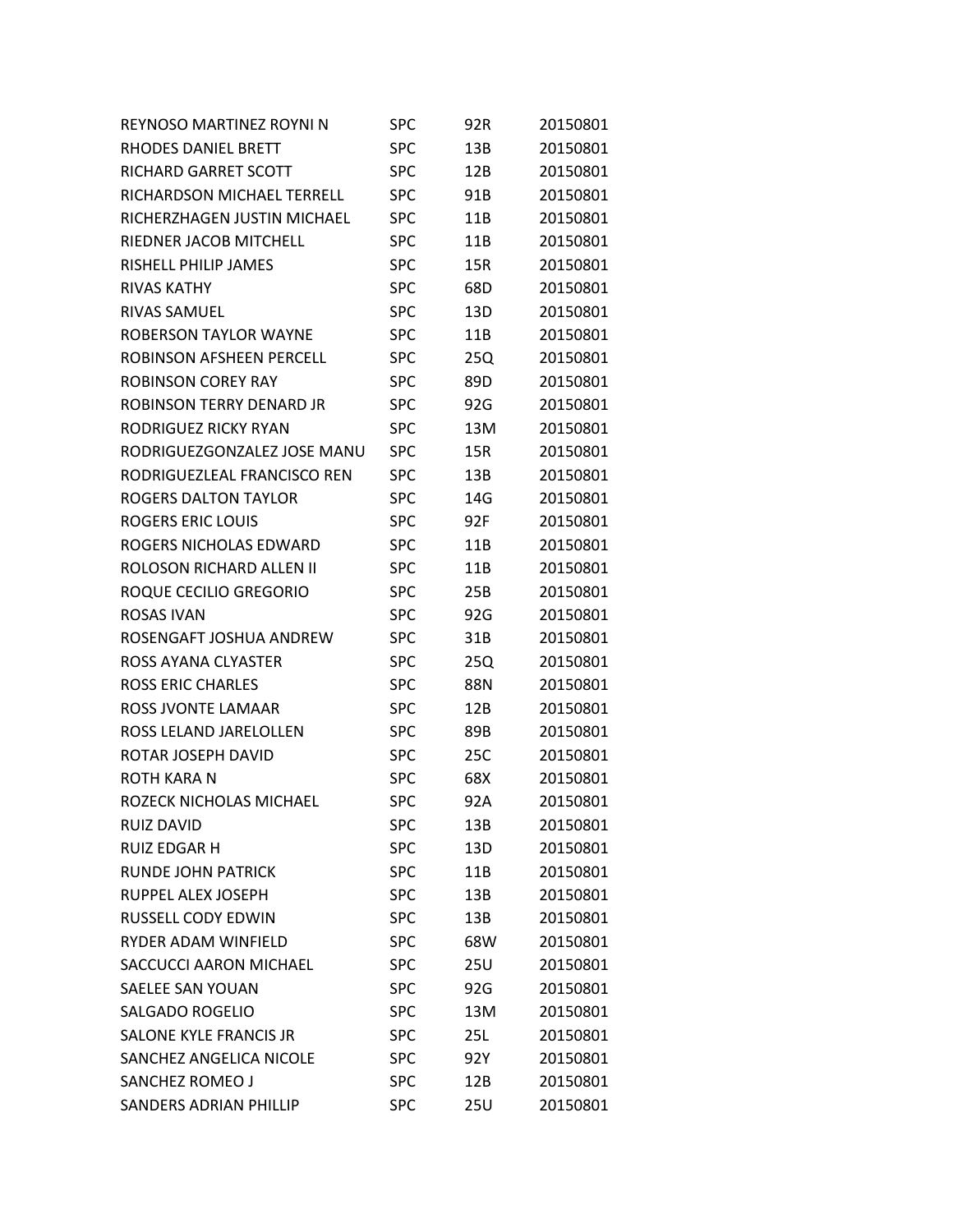| | | | |
|---|---|---|---|
| REYNOSO MARTINEZ ROYNI N | SPC | 92R | 20150801 |
| RHODES DANIEL BRETT | SPC | 13B | 20150801 |
| RICHARD GARRET SCOTT | SPC | 12B | 20150801 |
| RICHARDSON MICHAEL TERRELL | SPC | 91B | 20150801 |
| RICHERZHAGEN JUSTIN MICHAEL | SPC | 11B | 20150801 |
| RIEDNER JACOB MITCHELL | SPC | 11B | 20150801 |
| RISHELL PHILIP JAMES | SPC | 15R | 20150801 |
| RIVAS KATHY | SPC | 68D | 20150801 |
| RIVAS SAMUEL | SPC | 13D | 20150801 |
| ROBERSON TAYLOR WAYNE | SPC | 11B | 20150801 |
| ROBINSON AFSHEEN PERCELL | SPC | 25Q | 20150801 |
| ROBINSON COREY RAY | SPC | 89D | 20150801 |
| ROBINSON TERRY DENARD JR | SPC | 92G | 20150801 |
| RODRIGUEZ RICKY RYAN | SPC | 13M | 20150801 |
| RODRIGUEZGONZALEZ JOSE MANU | SPC | 15R | 20150801 |
| RODRIGUEZLEAL FRANCISCO REN | SPC | 13B | 20150801 |
| ROGERS DALTON TAYLOR | SPC | 14G | 20150801 |
| ROGERS ERIC LOUIS | SPC | 92F | 20150801 |
| ROGERS NICHOLAS EDWARD | SPC | 11B | 20150801 |
| ROLOSON RICHARD ALLEN II | SPC | 11B | 20150801 |
| ROQUE CECILIO GREGORIO | SPC | 25B | 20150801 |
| ROSAS IVAN | SPC | 92G | 20150801 |
| ROSENGAFT JOSHUA ANDREW | SPC | 31B | 20150801 |
| ROSS AYANA CLYASTER | SPC | 25Q | 20150801 |
| ROSS ERIC CHARLES | SPC | 88N | 20150801 |
| ROSS JVONTE LAMAAR | SPC | 12B | 20150801 |
| ROSS LELAND JARELOLLEN | SPC | 89B | 20150801 |
| ROTAR JOSEPH DAVID | SPC | 25C | 20150801 |
| ROTH KARA N | SPC | 68X | 20150801 |
| ROZECK NICHOLAS MICHAEL | SPC | 92A | 20150801 |
| RUIZ DAVID | SPC | 13B | 20150801 |
| RUIZ EDGAR H | SPC | 13D | 20150801 |
| RUNDE JOHN PATRICK | SPC | 11B | 20150801 |
| RUPPEL ALEX JOSEPH | SPC | 13B | 20150801 |
| RUSSELL CODY EDWIN | SPC | 13B | 20150801 |
| RYDER ADAM WINFIELD | SPC | 68W | 20150801 |
| SACCUCCI AARON MICHAEL | SPC | 25U | 20150801 |
| SAELEE SAN YOUAN | SPC | 92G | 20150801 |
| SALGADO ROGELIO | SPC | 13M | 20150801 |
| SALONE KYLE FRANCIS JR | SPC | 25L | 20150801 |
| SANCHEZ ANGELICA NICOLE | SPC | 92Y | 20150801 |
| SANCHEZ ROMEO J | SPC | 12B | 20150801 |
| SANDERS ADRIAN PHILLIP | SPC | 25U | 20150801 |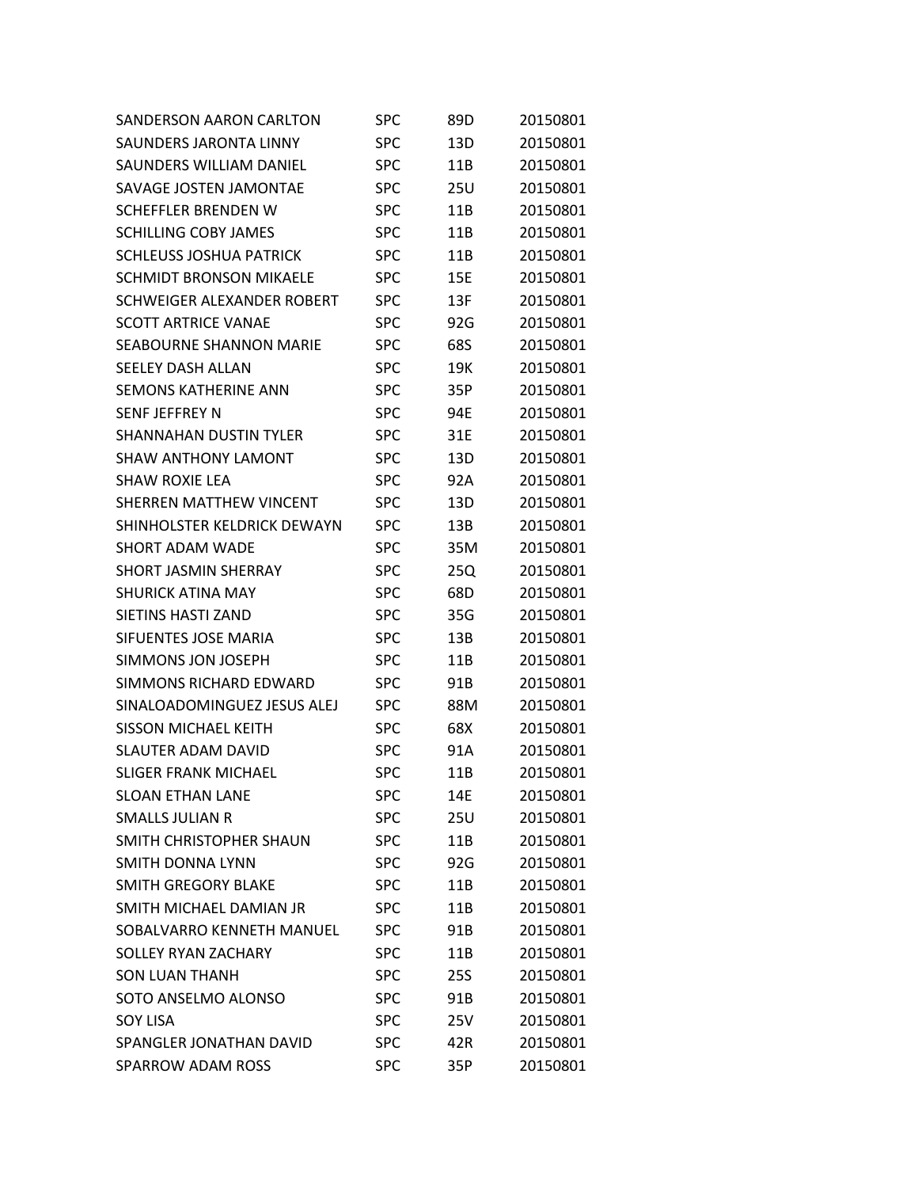| | | | |
|---|---|---|---|
| SANDERSON AARON CARLTON | SPC | 89D | 20150801 |
| SAUNDERS JARONTA LINNY | SPC | 13D | 20150801 |
| SAUNDERS WILLIAM DANIEL | SPC | 11B | 20150801 |
| SAVAGE JOSTEN JAMONTAE | SPC | 25U | 20150801 |
| SCHEFFLER BRENDEN W | SPC | 11B | 20150801 |
| SCHILLING COBY JAMES | SPC | 11B | 20150801 |
| SCHLEUSS JOSHUA PATRICK | SPC | 11B | 20150801 |
| SCHMIDT BRONSON MIKAELE | SPC | 15E | 20150801 |
| SCHWEIGER ALEXANDER ROBERT | SPC | 13F | 20150801 |
| SCOTT ARTRICE VANAE | SPC | 92G | 20150801 |
| SEABOURNE SHANNON MARIE | SPC | 68S | 20150801 |
| SEELEY DASH ALLAN | SPC | 19K | 20150801 |
| SEMONS KATHERINE ANN | SPC | 35P | 20150801 |
| SENF JEFFREY N | SPC | 94E | 20150801 |
| SHANNAHAN DUSTIN TYLER | SPC | 31E | 20150801 |
| SHAW ANTHONY LAMONT | SPC | 13D | 20150801 |
| SHAW ROXIE LEA | SPC | 92A | 20150801 |
| SHERREN MATTHEW VINCENT | SPC | 13D | 20150801 |
| SHINHOLSTER KELDRICK DEWAYN | SPC | 13B | 20150801 |
| SHORT ADAM WADE | SPC | 35M | 20150801 |
| SHORT JASMIN SHERRAY | SPC | 25Q | 20150801 |
| SHURICK ATINA MAY | SPC | 68D | 20150801 |
| SIETINS HASTI ZAND | SPC | 35G | 20150801 |
| SIFUENTES JOSE MARIA | SPC | 13B | 20150801 |
| SIMMONS JON JOSEPH | SPC | 11B | 20150801 |
| SIMMONS RICHARD EDWARD | SPC | 91B | 20150801 |
| SINALOADOMINGUEZ JESUS ALEJ | SPC | 88M | 20150801 |
| SISSON MICHAEL KEITH | SPC | 68X | 20150801 |
| SLAUTER ADAM DAVID | SPC | 91A | 20150801 |
| SLIGER FRANK MICHAEL | SPC | 11B | 20150801 |
| SLOAN ETHAN LANE | SPC | 14E | 20150801 |
| SMALLS JULIAN R | SPC | 25U | 20150801 |
| SMITH CHRISTOPHER SHAUN | SPC | 11B | 20150801 |
| SMITH DONNA LYNN | SPC | 92G | 20150801 |
| SMITH GREGORY BLAKE | SPC | 11B | 20150801 |
| SMITH MICHAEL DAMIAN JR | SPC | 11B | 20150801 |
| SOBALVARRO KENNETH MANUEL | SPC | 91B | 20150801 |
| SOLLEY RYAN ZACHARY | SPC | 11B | 20150801 |
| SON LUAN THANH | SPC | 25S | 20150801 |
| SOTO ANSELMO ALONSO | SPC | 91B | 20150801 |
| SOY LISA | SPC | 25V | 20150801 |
| SPANGLER JONATHAN DAVID | SPC | 42R | 20150801 |
| SPARROW ADAM ROSS | SPC | 35P | 20150801 |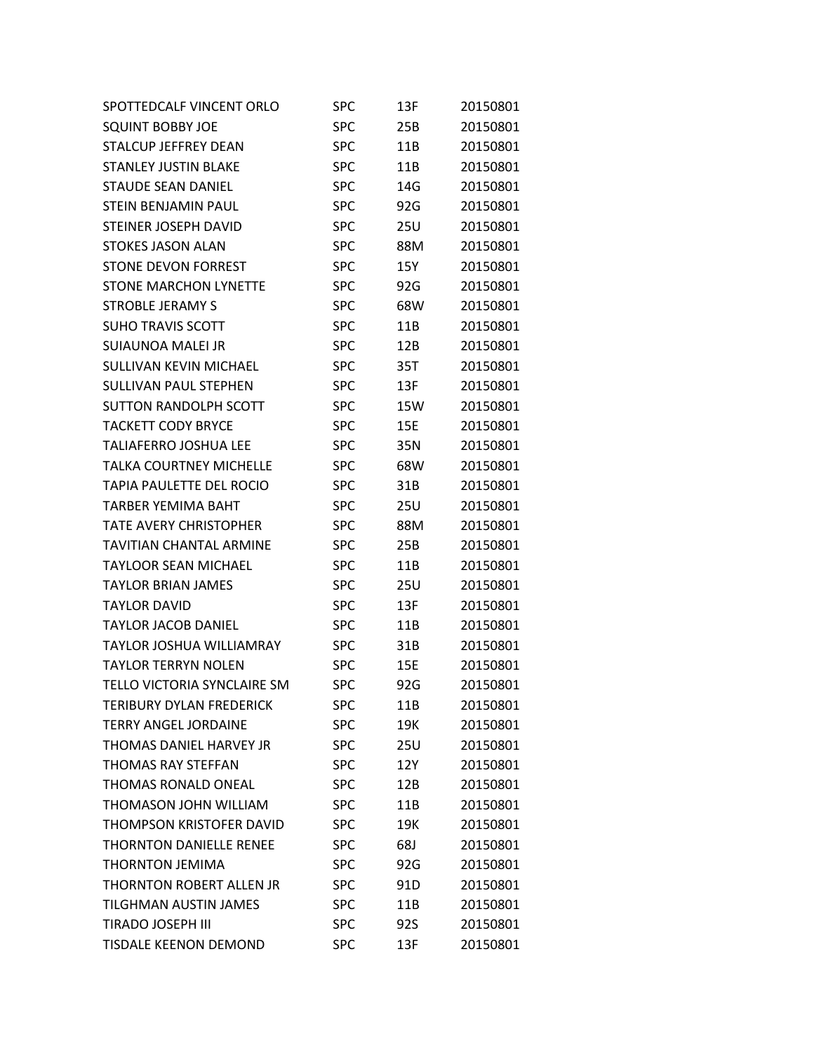| | | | |
|---|---|---|---|
| SPOTTEDCALF VINCENT ORLO | SPC | 13F | 20150801 |
| SQUINT BOBBY JOE | SPC | 25B | 20150801 |
| STALCUP JEFFREY DEAN | SPC | 11B | 20150801 |
| STANLEY JUSTIN BLAKE | SPC | 11B | 20150801 |
| STAUDE SEAN DANIEL | SPC | 14G | 20150801 |
| STEIN BENJAMIN PAUL | SPC | 92G | 20150801 |
| STEINER JOSEPH DAVID | SPC | 25U | 20150801 |
| STOKES JASON ALAN | SPC | 88M | 20150801 |
| STONE DEVON FORREST | SPC | 15Y | 20150801 |
| STONE MARCHON LYNETTE | SPC | 92G | 20150801 |
| STROBLE JERAMY S | SPC | 68W | 20150801 |
| SUHO TRAVIS SCOTT | SPC | 11B | 20150801 |
| SUIAUNOA MALEI JR | SPC | 12B | 20150801 |
| SULLIVAN KEVIN MICHAEL | SPC | 35T | 20150801 |
| SULLIVAN PAUL STEPHEN | SPC | 13F | 20150801 |
| SUTTON RANDOLPH SCOTT | SPC | 15W | 20150801 |
| TACKETT CODY BRYCE | SPC | 15E | 20150801 |
| TALIAFERRO JOSHUA LEE | SPC | 35N | 20150801 |
| TALKA COURTNEY MICHELLE | SPC | 68W | 20150801 |
| TAPIA PAULETTE DEL ROCIO | SPC | 31B | 20150801 |
| TARBER YEMIMA BAHT | SPC | 25U | 20150801 |
| TATE AVERY CHRISTOPHER | SPC | 88M | 20150801 |
| TAVITIAN CHANTAL ARMINE | SPC | 25B | 20150801 |
| TAYLOOR SEAN MICHAEL | SPC | 11B | 20150801 |
| TAYLOR BRIAN JAMES | SPC | 25U | 20150801 |
| TAYLOR DAVID | SPC | 13F | 20150801 |
| TAYLOR JACOB DANIEL | SPC | 11B | 20150801 |
| TAYLOR JOSHUA WILLIAMRAY | SPC | 31B | 20150801 |
| TAYLOR TERRYN NOLEN | SPC | 15E | 20150801 |
| TELLO VICTORIA SYNCLAIRE SM | SPC | 92G | 20150801 |
| TERIBURY DYLAN FREDERICK | SPC | 11B | 20150801 |
| TERRY ANGEL JORDAINE | SPC | 19K | 20150801 |
| THOMAS DANIEL HARVEY JR | SPC | 25U | 20150801 |
| THOMAS RAY STEFFAN | SPC | 12Y | 20150801 |
| THOMAS RONALD ONEAL | SPC | 12B | 20150801 |
| THOMASON JOHN WILLIAM | SPC | 11B | 20150801 |
| THOMPSON KRISTOFER DAVID | SPC | 19K | 20150801 |
| THORNTON DANIELLE RENEE | SPC | 68J | 20150801 |
| THORNTON JEMIMA | SPC | 92G | 20150801 |
| THORNTON ROBERT ALLEN JR | SPC | 91D | 20150801 |
| TILGHMAN AUSTIN JAMES | SPC | 11B | 20150801 |
| TIRADO JOSEPH III | SPC | 92S | 20150801 |
| TISDALE KEENON DEMOND | SPC | 13F | 20150801 |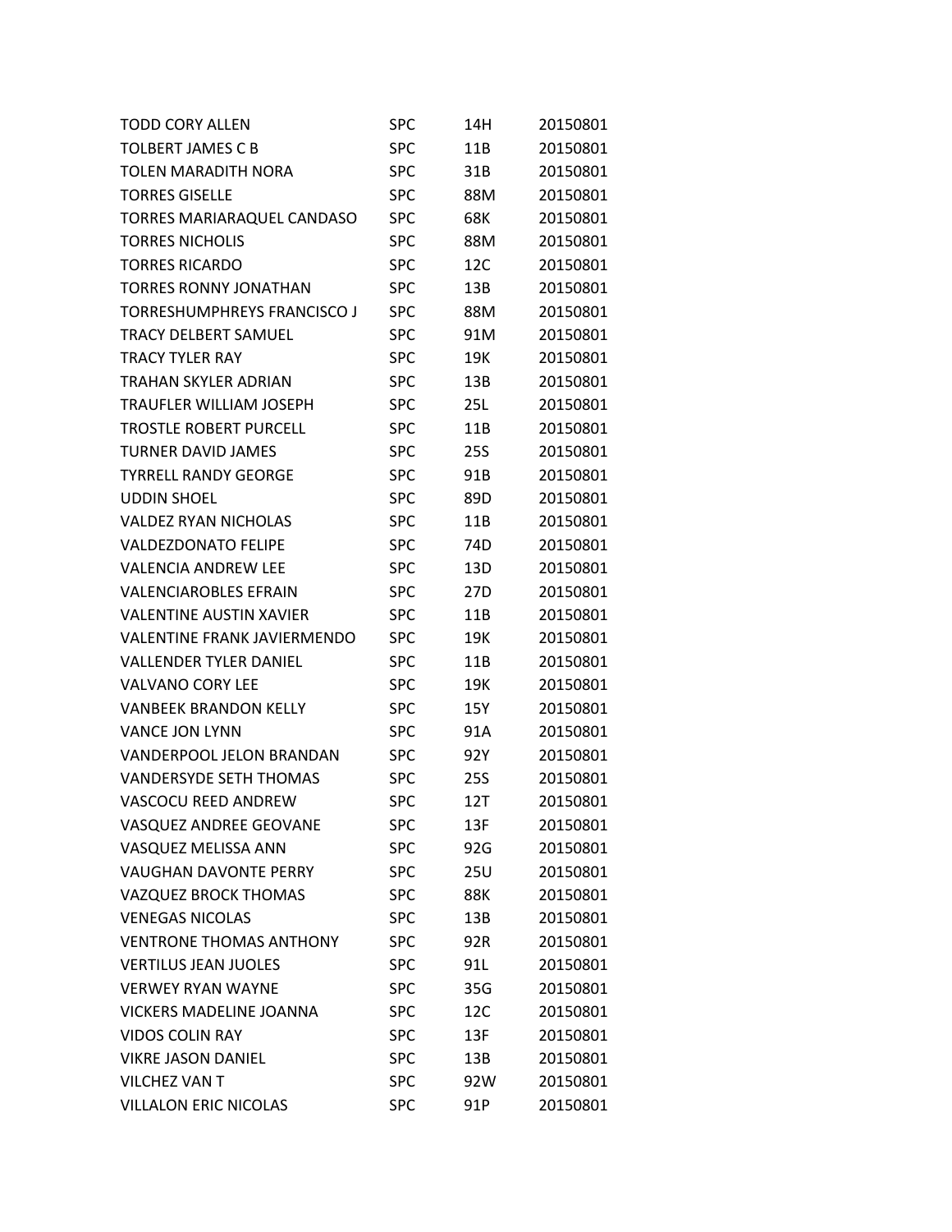| | | | |
|---|---|---|---|
| TODD CORY ALLEN | SPC | 14H | 20150801 |
| TOLBERT JAMES C B | SPC | 11B | 20150801 |
| TOLEN MARADITH NORA | SPC | 31B | 20150801 |
| TORRES GISELLE | SPC | 88M | 20150801 |
| TORRES MARIARAQUEL CANDASO | SPC | 68K | 20150801 |
| TORRES NICHOLIS | SPC | 88M | 20150801 |
| TORRES RICARDO | SPC | 12C | 20150801 |
| TORRES RONNY JONATHAN | SPC | 13B | 20150801 |
| TORRESHUMPHREYS FRANCISCO J | SPC | 88M | 20150801 |
| TRACY DELBERT SAMUEL | SPC | 91M | 20150801 |
| TRACY TYLER RAY | SPC | 19K | 20150801 |
| TRAHAN SKYLER ADRIAN | SPC | 13B | 20150801 |
| TRAUFLER WILLIAM JOSEPH | SPC | 25L | 20150801 |
| TROSTLE ROBERT PURCELL | SPC | 11B | 20150801 |
| TURNER DAVID JAMES | SPC | 25S | 20150801 |
| TYRRELL RANDY GEORGE | SPC | 91B | 20150801 |
| UDDIN SHOEL | SPC | 89D | 20150801 |
| VALDEZ RYAN NICHOLAS | SPC | 11B | 20150801 |
| VALDEZDONATO FELIPE | SPC | 74D | 20150801 |
| VALENCIA ANDREW LEE | SPC | 13D | 20150801 |
| VALENCIAROBLES EFRAIN | SPC | 27D | 20150801 |
| VALENTINE AUSTIN XAVIER | SPC | 11B | 20150801 |
| VALENTINE FRANK JAVIERMENDO | SPC | 19K | 20150801 |
| VALLENDER TYLER DANIEL | SPC | 11B | 20150801 |
| VALVANO CORY LEE | SPC | 19K | 20150801 |
| VANBEEK BRANDON KELLY | SPC | 15Y | 20150801 |
| VANCE JON LYNN | SPC | 91A | 20150801 |
| VANDERPOOL JELON BRANDAN | SPC | 92Y | 20150801 |
| VANDERSYDE SETH THOMAS | SPC | 25S | 20150801 |
| VASCOCU REED ANDREW | SPC | 12T | 20150801 |
| VASQUEZ ANDREE GEOVANE | SPC | 13F | 20150801 |
| VASQUEZ MELISSA ANN | SPC | 92G | 20150801 |
| VAUGHAN DAVONTE PERRY | SPC | 25U | 20150801 |
| VAZQUEZ BROCK THOMAS | SPC | 88K | 20150801 |
| VENEGAS NICOLAS | SPC | 13B | 20150801 |
| VENTRONE THOMAS ANTHONY | SPC | 92R | 20150801 |
| VERTILUS JEAN JUOLES | SPC | 91L | 20150801 |
| VERWEY RYAN WAYNE | SPC | 35G | 20150801 |
| VICKERS MADELINE JOANNA | SPC | 12C | 20150801 |
| VIDOS COLIN RAY | SPC | 13F | 20150801 |
| VIKRE JASON DANIEL | SPC | 13B | 20150801 |
| VILCHEZ VAN T | SPC | 92W | 20150801 |
| VILLALON ERIC NICOLAS | SPC | 91P | 20150801 |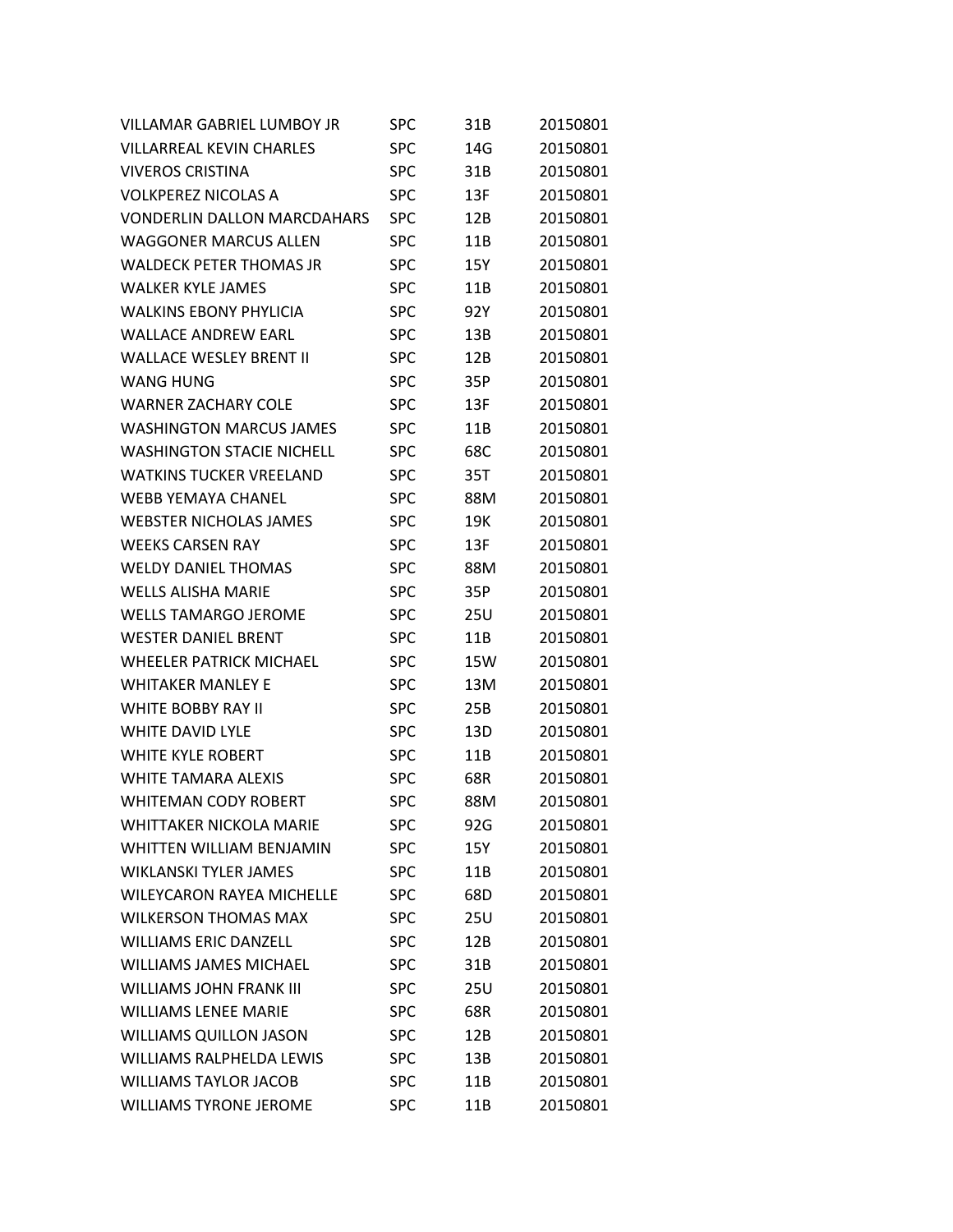| | | | |
|---|---|---|---|
| VILLAMAR GABRIEL LUMBOY JR | SPC | 31B | 20150801 |
| VILLARREAL KEVIN CHARLES | SPC | 14G | 20150801 |
| VIVEROS CRISTINA | SPC | 31B | 20150801 |
| VOLKPEREZ NICOLAS A | SPC | 13F | 20150801 |
| VONDERLIN DALLON MARCDAHARS | SPC | 12B | 20150801 |
| WAGGONER MARCUS ALLEN | SPC | 11B | 20150801 |
| WALDECK PETER THOMAS JR | SPC | 15Y | 20150801 |
| WALKER KYLE JAMES | SPC | 11B | 20150801 |
| WALKINS EBONY PHYLICIA | SPC | 92Y | 20150801 |
| WALLACE ANDREW EARL | SPC | 13B | 20150801 |
| WALLACE WESLEY BRENT II | SPC | 12B | 20150801 |
| WANG HUNG | SPC | 35P | 20150801 |
| WARNER ZACHARY COLE | SPC | 13F | 20150801 |
| WASHINGTON MARCUS JAMES | SPC | 11B | 20150801 |
| WASHINGTON STACIE NICHELL | SPC | 68C | 20150801 |
| WATKINS TUCKER VREELAND | SPC | 35T | 20150801 |
| WEBB YEMAYA CHANEL | SPC | 88M | 20150801 |
| WEBSTER NICHOLAS JAMES | SPC | 19K | 20150801 |
| WEEKS CARSEN RAY | SPC | 13F | 20150801 |
| WELDY DANIEL THOMAS | SPC | 88M | 20150801 |
| WELLS ALISHA MARIE | SPC | 35P | 20150801 |
| WELLS TAMARGO JEROME | SPC | 25U | 20150801 |
| WESTER DANIEL BRENT | SPC | 11B | 20150801 |
| WHEELER PATRICK MICHAEL | SPC | 15W | 20150801 |
| WHITAKER MANLEY E | SPC | 13M | 20150801 |
| WHITE BOBBY RAY II | SPC | 25B | 20150801 |
| WHITE DAVID LYLE | SPC | 13D | 20150801 |
| WHITE KYLE ROBERT | SPC | 11B | 20150801 |
| WHITE TAMARA ALEXIS | SPC | 68R | 20150801 |
| WHITEMAN CODY ROBERT | SPC | 88M | 20150801 |
| WHITTAKER NICKOLA MARIE | SPC | 92G | 20150801 |
| WHITTEN WILLIAM BENJAMIN | SPC | 15Y | 20150801 |
| WIKLANSKI TYLER JAMES | SPC | 11B | 20150801 |
| WILEYCARON RAYEA MICHELLE | SPC | 68D | 20150801 |
| WILKERSON THOMAS MAX | SPC | 25U | 20150801 |
| WILLIAMS ERIC DANZELL | SPC | 12B | 20150801 |
| WILLIAMS JAMES MICHAEL | SPC | 31B | 20150801 |
| WILLIAMS JOHN FRANK III | SPC | 25U | 20150801 |
| WILLIAMS LENEE MARIE | SPC | 68R | 20150801 |
| WILLIAMS QUILLON JASON | SPC | 12B | 20150801 |
| WILLIAMS RALPHELDA LEWIS | SPC | 13B | 20150801 |
| WILLIAMS TAYLOR JACOB | SPC | 11B | 20150801 |
| WILLIAMS TYRONE JEROME | SPC | 11B | 20150801 |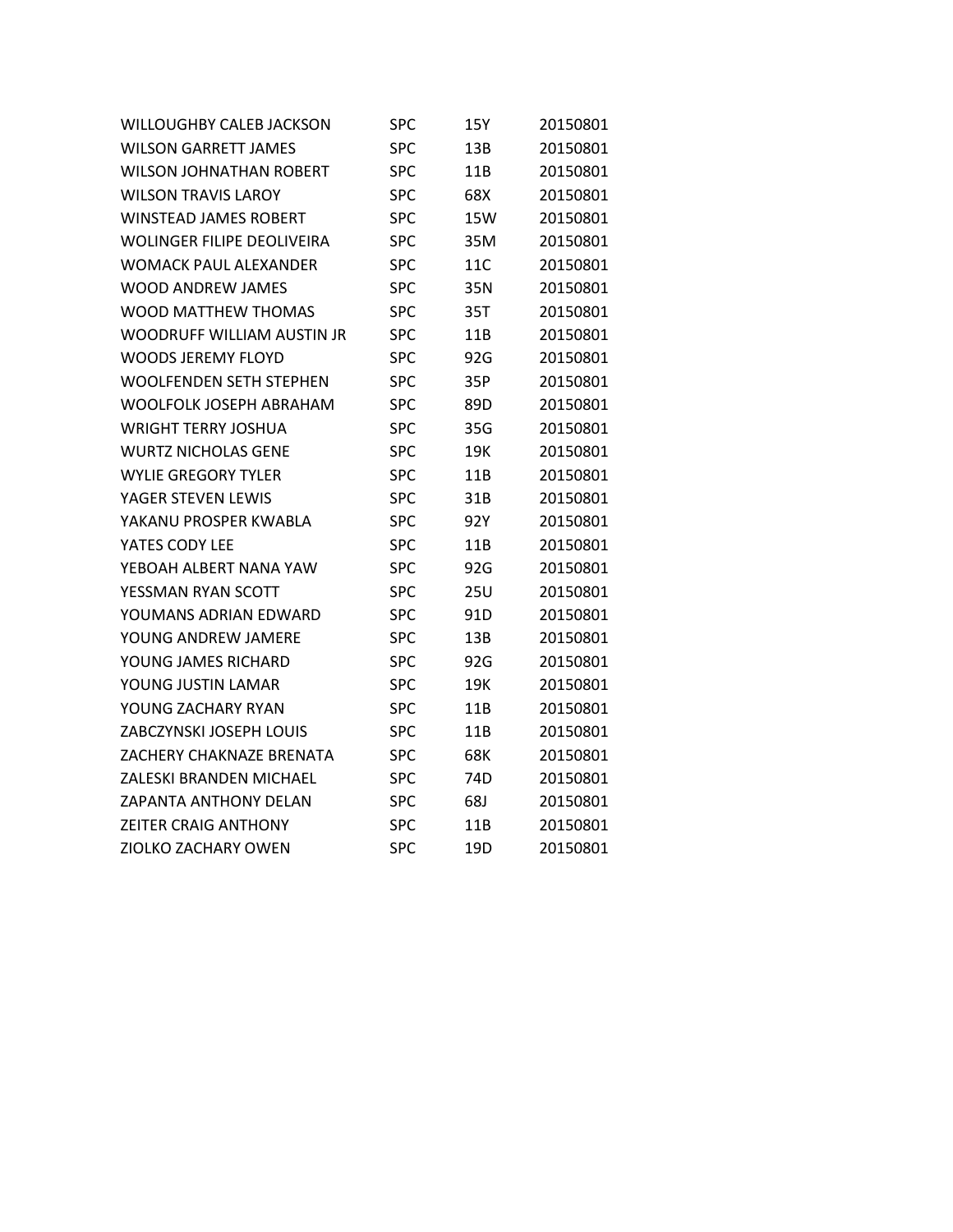| | | | |
|---|---|---|---|
| WILLOUGHBY CALEB JACKSON | SPC | 15Y | 20150801 |
| WILSON GARRETT JAMES | SPC | 13B | 20150801 |
| WILSON JOHNATHAN ROBERT | SPC | 11B | 20150801 |
| WILSON TRAVIS LAROY | SPC | 68X | 20150801 |
| WINSTEAD JAMES ROBERT | SPC | 15W | 20150801 |
| WOLINGER FILIPE DEOLIVEIRA | SPC | 35M | 20150801 |
| WOMACK PAUL ALEXANDER | SPC | 11C | 20150801 |
| WOOD ANDREW JAMES | SPC | 35N | 20150801 |
| WOOD MATTHEW THOMAS | SPC | 35T | 20150801 |
| WOODRUFF WILLIAM AUSTIN JR | SPC | 11B | 20150801 |
| WOODS JEREMY FLOYD | SPC | 92G | 20150801 |
| WOOLFENDEN SETH STEPHEN | SPC | 35P | 20150801 |
| WOOLFOLK JOSEPH ABRAHAM | SPC | 89D | 20150801 |
| WRIGHT TERRY JOSHUA | SPC | 35G | 20150801 |
| WURTZ NICHOLAS GENE | SPC | 19K | 20150801 |
| WYLIE GREGORY TYLER | SPC | 11B | 20150801 |
| YAGER STEVEN LEWIS | SPC | 31B | 20150801 |
| YAKANU PROSPER KWABLA | SPC | 92Y | 20150801 |
| YATES CODY LEE | SPC | 11B | 20150801 |
| YEBOAH ALBERT NANA YAW | SPC | 92G | 20150801 |
| YESSMAN RYAN SCOTT | SPC | 25U | 20150801 |
| YOUMANS ADRIAN EDWARD | SPC | 91D | 20150801 |
| YOUNG ANDREW JAMERE | SPC | 13B | 20150801 |
| YOUNG JAMES RICHARD | SPC | 92G | 20150801 |
| YOUNG JUSTIN LAMAR | SPC | 19K | 20150801 |
| YOUNG ZACHARY RYAN | SPC | 11B | 20150801 |
| ZABCZYNSKI JOSEPH LOUIS | SPC | 11B | 20150801 |
| ZACHERY CHAKNAZE BRENATA | SPC | 68K | 20150801 |
| ZALESKI BRANDEN MICHAEL | SPC | 74D | 20150801 |
| ZAPANTA ANTHONY DELAN | SPC | 68J | 20150801 |
| ZEITER CRAIG ANTHONY | SPC | 11B | 20150801 |
| ZIOLKO ZACHARY OWEN | SPC | 19D | 20150801 |